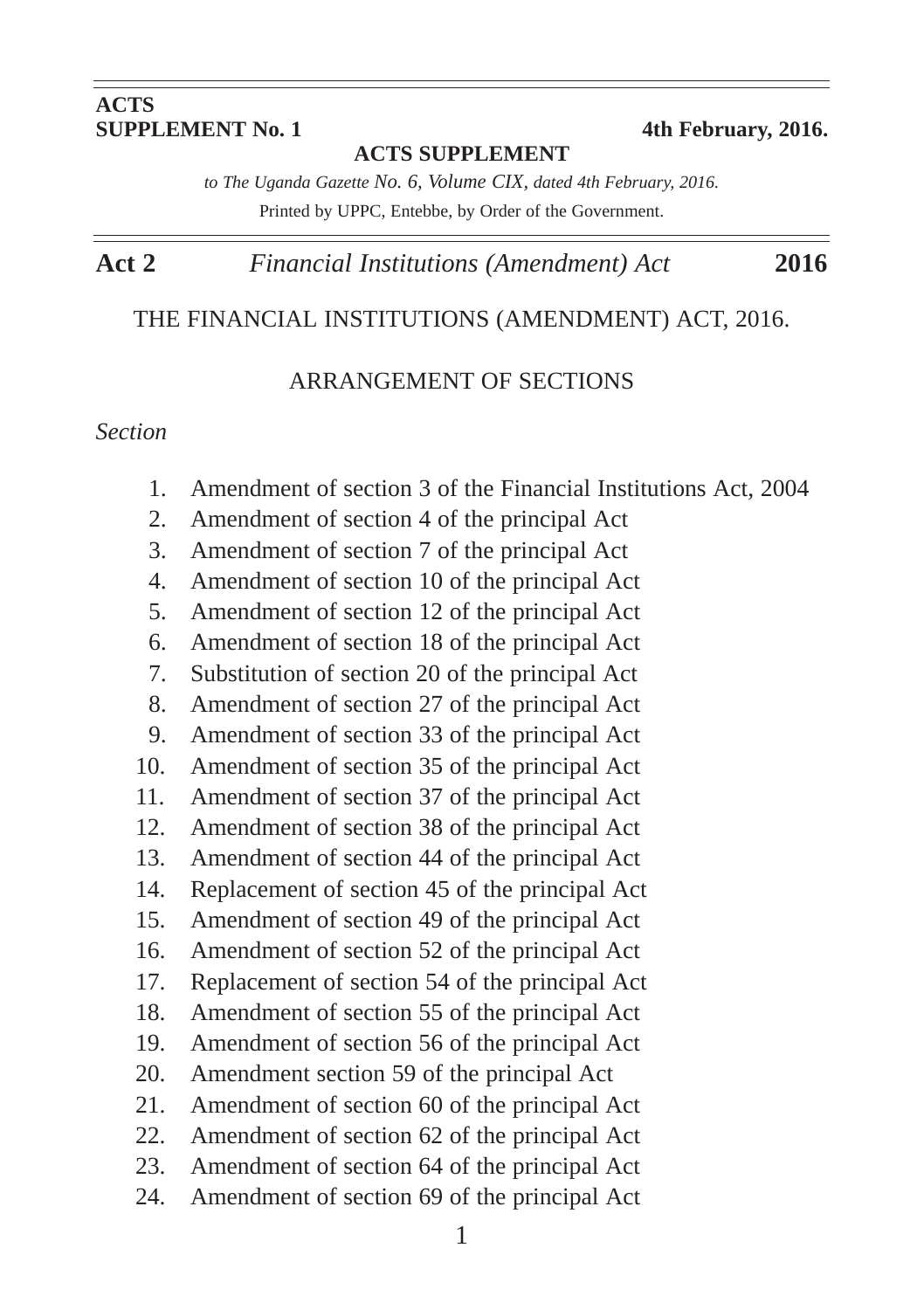**ACTS SUPPLEMENT No. 1** **4th February, 2016.**

**ACTS SUPPLEMENT**

*to The Uganda Gazette No. 6, Volume CIX, dated 4th February, 2016.*

Printed by UPPC, Entebbe, by Order of the Government.

**Act 2** *Financial Institutions (Amendment) Act* **2016**

# THE FINANCIAL INSTITUTIONS (AMENDMENT) ACT, 2016.

## ARRANGEMENT OF SECTIONS

*Section*

1. Amendment of section 3 of the Financial Institutions Act, 2004
2. Amendment of section 4 of the principal Act
3. Amendment of section 7 of the principal Act
4. Amendment of section 10 of the principal Act
5. Amendment of section 12 of the principal Act
6. Amendment of section 18 of the principal Act
7. Substitution of section 20 of the principal Act
8. Amendment of section 27 of the principal Act
9. Amendment of section 33 of the principal Act
10. Amendment of section 35 of the principal Act
11. Amendment of section 37 of the principal Act
12. Amendment of section 38 of the principal Act
13. Amendment of section 44 of the principal Act
14. Replacement of section 45 of the principal Act
15. Amendment of section 49 of the principal Act
16. Amendment of section 52 of the principal Act
17. Replacement of section 54 of the principal Act
18. Amendment of section 55 of the principal Act
19. Amendment of section 56 of the principal Act
20. Amendment section 59 of the principal Act
21. Amendment of section 60 of the principal Act
22. Amendment of section 62 of the principal Act
23. Amendment of section 64 of the principal Act
24. Amendment of section 69 of the principal Act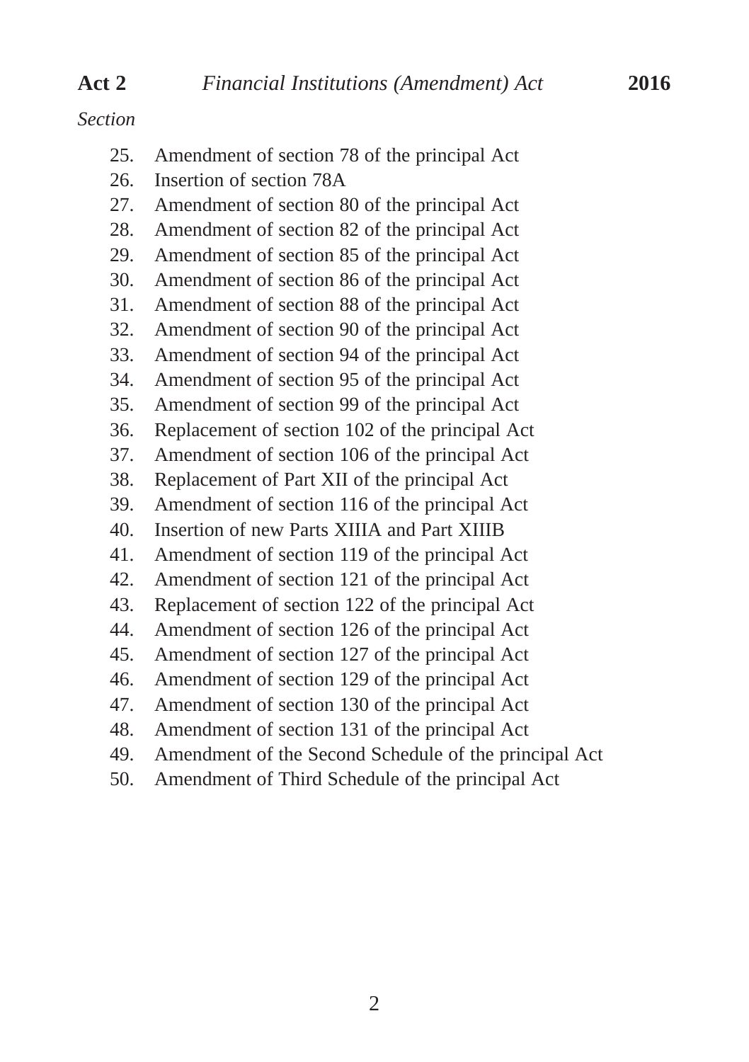*Section*

25. Amendment of section 78 of the principal Act
26. Insertion of section 78A
27. Amendment of section 80 of the principal Act
28. Amendment of section 82 of the principal Act
29. Amendment of section 85 of the principal Act
30. Amendment of section 86 of the principal Act
31. Amendment of section 88 of the principal Act
32. Amendment of section 90 of the principal Act
33. Amendment of section 94 of the principal Act
34. Amendment of section 95 of the principal Act
35. Amendment of section 99 of the principal Act
36. Replacement of section 102 of the principal Act
37. Amendment of section 106 of the principal Act
38. Replacement of Part XII of the principal Act
39. Amendment of section 116 of the principal Act
40. Insertion of new Parts XIIIA and Part XIIIB
41. Amendment of section 119 of the principal Act
42. Amendment of section 121 of the principal Act
43. Replacement of section 122 of the principal Act
44. Amendment of section 126 of the principal Act
45. Amendment of section 127 of the principal Act
46. Amendment of section 129 of the principal Act
47. Amendment of section 130 of the principal Act
48. Amendment of section 131 of the principal Act
49. Amendment of the Second Schedule of the principal Act
50. Amendment of Third Schedule of the principal Act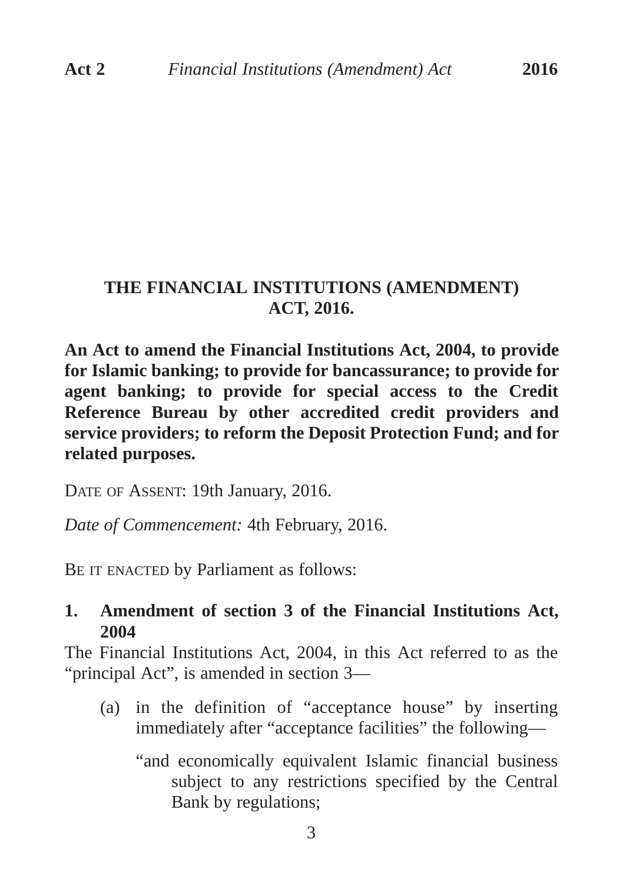# THE FINANCIAL INSTITUTIONS (AMENDMENT) ACT, 2016.

**An Act to amend the Financial Institutions Act, 2004, to provide for Islamic banking; to provide for bancassurance; to provide for agent banking; to provide for special access to the Credit Reference Bureau by other accredited credit providers and service providers; to reform the Deposit Protection Fund; and for related purposes.**

DATE OF ASSENT: 19th January, 2016.

*Date of Commencement:* 4th February, 2016.

BE IT ENACTED by Parliament as follows:

### 1. Amendment of section 3 of the Financial Institutions Act, 2004

The Financial Institutions Act, 2004, in this Act referred to as the "principal Act", is amended in section 3—

(a) in the definition of "acceptance house" by inserting immediately after "acceptance facilities" the following—

"and economically equivalent Islamic financial business subject to any restrictions specified by the Central Bank by regulations;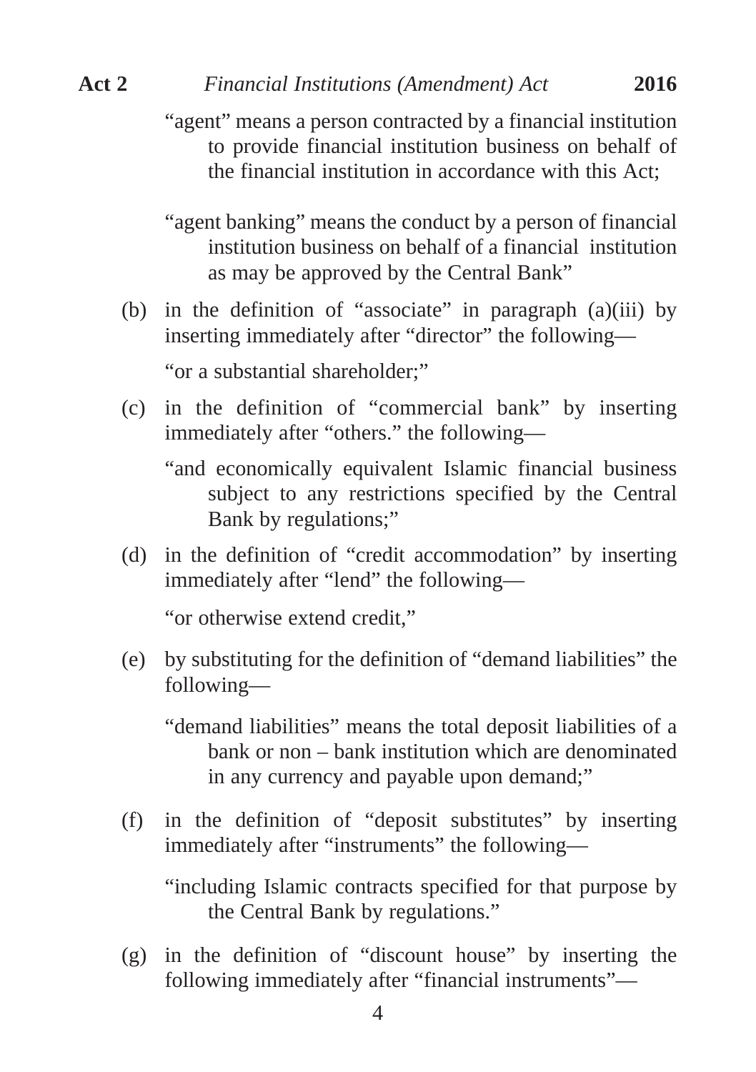"agent" means a person contracted by a financial institution to provide financial institution business on behalf of the financial institution in accordance with this Act;

"agent banking" means the conduct by a person of financial institution business on behalf of a financial institution as may be approved by the Central Bank"

(b) in the definition of "associate" in paragraph (a)(iii) by inserting immediately after "director" the following—

"or a substantial shareholder;"

(c) in the definition of "commercial bank" by inserting immediately after "others." the following—

"and economically equivalent Islamic financial business subject to any restrictions specified by the Central Bank by regulations;"

(d) in the definition of "credit accommodation" by inserting immediately after "lend" the following—

"or otherwise extend credit,"

(e) by substituting for the definition of "demand liabilities" the following—

"demand liabilities" means the total deposit liabilities of a bank or non – bank institution which are denominated in any currency and payable upon demand;"

(f) in the definition of "deposit substitutes" by inserting immediately after "instruments" the following—

"including Islamic contracts specified for that purpose by the Central Bank by regulations."

(g) in the definition of "discount house" by inserting the following immediately after "financial instruments"—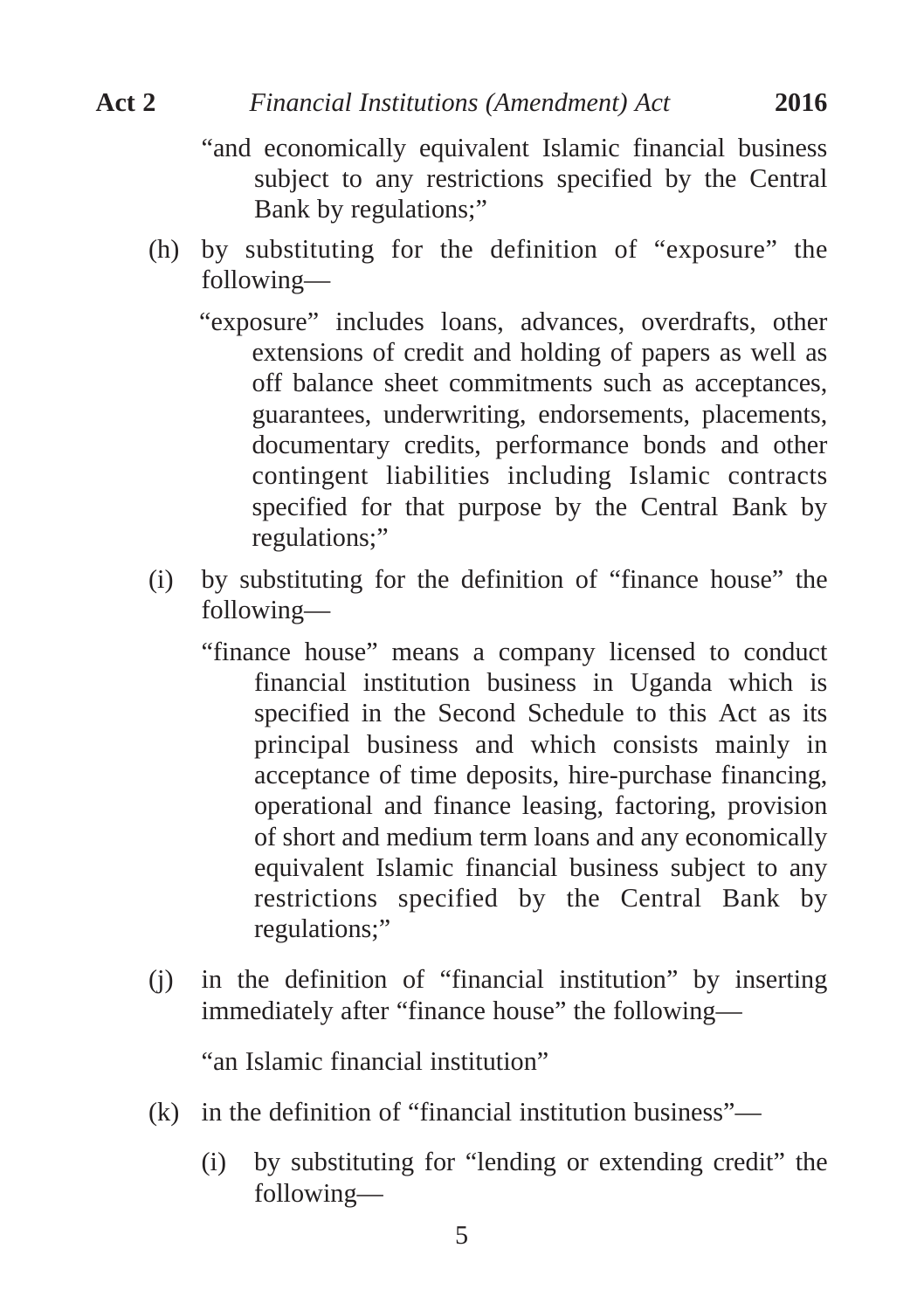"and economically equivalent Islamic financial business subject to any restrictions specified by the Central Bank by regulations;"

(h) by substituting for the definition of "exposure" the following—

"exposure" includes loans, advances, overdrafts, other extensions of credit and holding of papers as well as off balance sheet commitments such as acceptances, guarantees, underwriting, endorsements, placements, documentary credits, performance bonds and other contingent liabilities including Islamic contracts specified for that purpose by the Central Bank by regulations;"

(i) by substituting for the definition of "finance house" the following—

"finance house" means a company licensed to conduct financial institution business in Uganda which is specified in the Second Schedule to this Act as its principal business and which consists mainly in acceptance of time deposits, hire-purchase financing, operational and finance leasing, factoring, provision of short and medium term loans and any economically equivalent Islamic financial business subject to any restrictions specified by the Central Bank by regulations;"

(j) in the definition of "financial institution" by inserting immediately after "finance house" the following—

"an Islamic financial institution"

(k) in the definition of "financial institution business"—

(i) by substituting for "lending or extending credit" the following—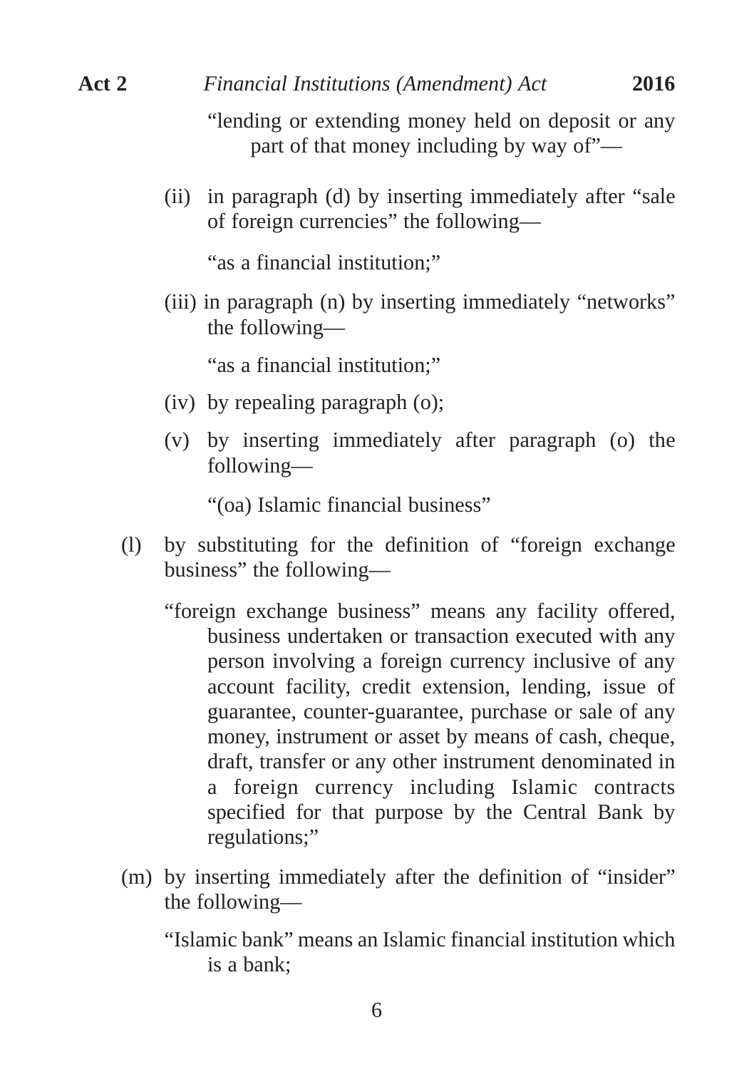"lending or extending money held on deposit or any part of that money including by way of"—

(ii) in paragraph (d) by inserting immediately after "sale of foreign currencies" the following—

"as a financial institution;"

(iii) in paragraph (n) by inserting immediately "networks" the following—

"as a financial institution;"

(iv) by repealing paragraph (o);

(v) by inserting immediately after paragraph (o) the following—

"(oa) Islamic financial business"

(l) by substituting for the definition of "foreign exchange business" the following—

"foreign exchange business" means any facility offered, business undertaken or transaction executed with any person involving a foreign currency inclusive of any account facility, credit extension, lending, issue of guarantee, counter-guarantee, purchase or sale of any money, instrument or asset by means of cash, cheque, draft, transfer or any other instrument denominated in a foreign currency including Islamic contracts specified for that purpose by the Central Bank by regulations;"

(m) by inserting immediately after the definition of "insider" the following—

"Islamic bank" means an Islamic financial institution which is a bank;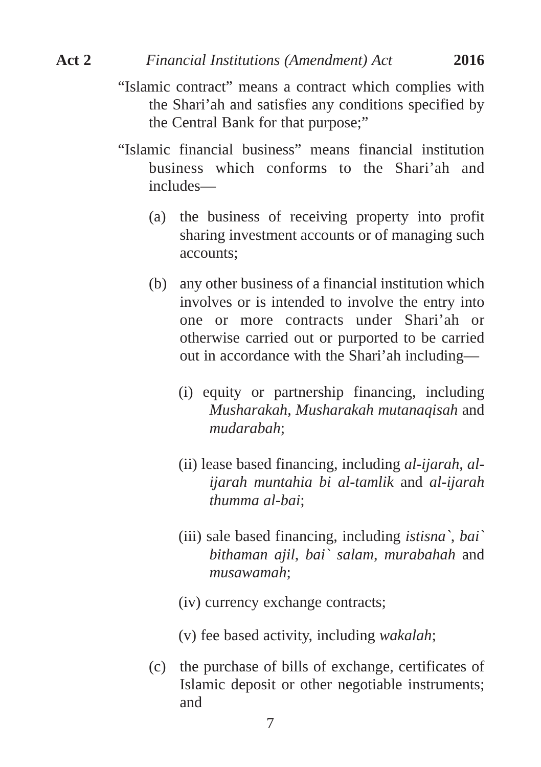"Islamic contract" means a contract which complies with the Shari'ah and satisfies any conditions specified by the Central Bank for that purpose;"

"Islamic financial business" means financial institution business which conforms to the Shari'ah and includes—

(a) the business of receiving property into profit sharing investment accounts or of managing such accounts;

(b) any other business of a financial institution which involves or is intended to involve the entry into one or more contracts under Shari'ah or otherwise carried out or purported to be carried out in accordance with the Shari'ah including—

(i) equity or partnership financing, including *Musharakah*, *Musharakah mutanaqisah* and *mudarabah*;

(ii) lease based financing, including *al-ijarah*, *al-ijarah muntahia bi al-tamlik* and *al-ijarah thumma al-bai*;

(iii) sale based financing, including *istisna`*, *bai` bithaman ajil*, *bai` salam*, *murabahah* and *musawamah*;

(iv) currency exchange contracts;

(v) fee based activity, including *wakalah*;

(c) the purchase of bills of exchange, certificates of Islamic deposit or other negotiable instruments; and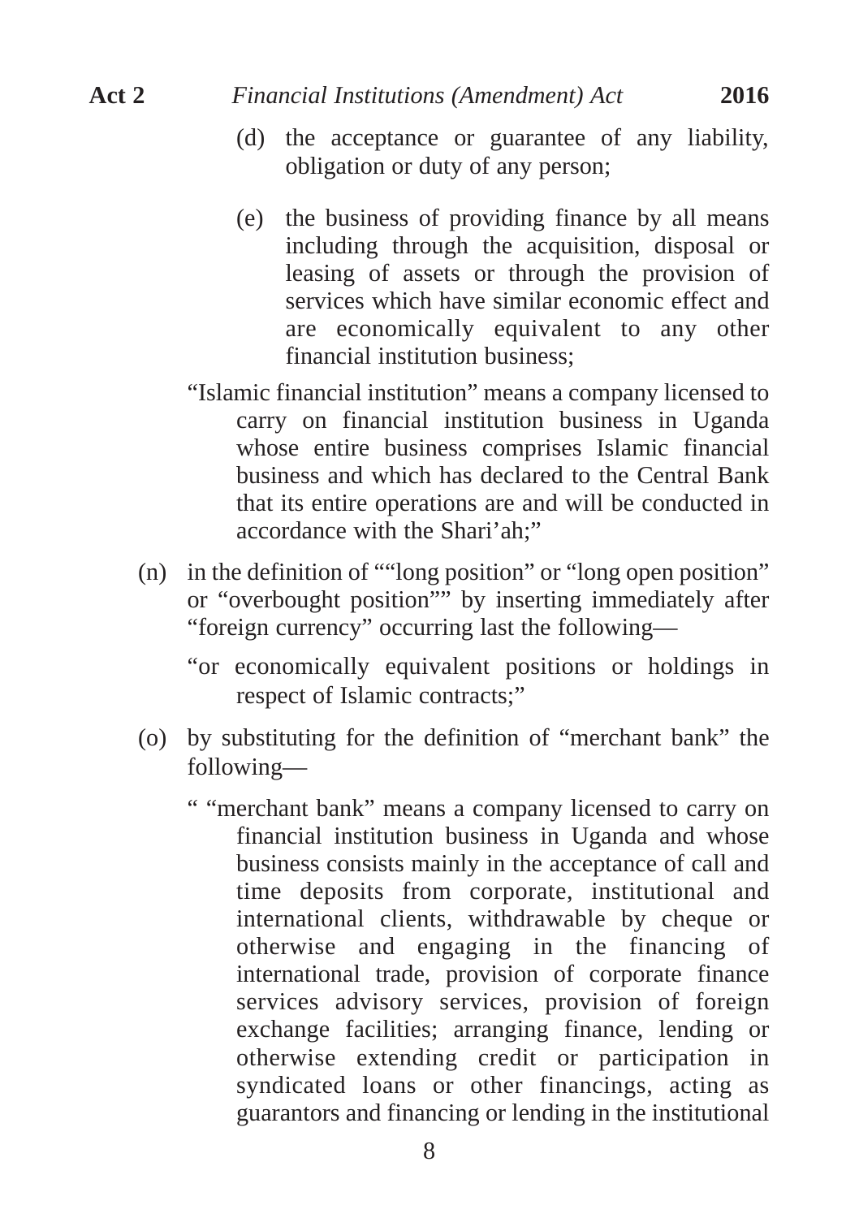(d) the acceptance or guarantee of any liability, obligation or duty of any person;

(e) the business of providing finance by all means including through the acquisition, disposal or leasing of assets or through the provision of services which have similar economic effect and are economically equivalent to any other financial institution business;

"Islamic financial institution" means a company licensed to carry on financial institution business in Uganda whose entire business comprises Islamic financial business and which has declared to the Central Bank that its entire operations are and will be conducted in accordance with the Shari'ah;"

(n) in the definition of ""long position" or "long open position" or "overbought position"" by inserting immediately after "foreign currency" occurring last the following—

"or economically equivalent positions or holdings in respect of Islamic contracts;"

(o) by substituting for the definition of "merchant bank" the following—

" "merchant bank" means a company licensed to carry on financial institution business in Uganda and whose business consists mainly in the acceptance of call and time deposits from corporate, institutional and international clients, withdrawable by cheque or otherwise and engaging in the financing of international trade, provision of corporate finance services advisory services, provision of foreign exchange facilities; arranging finance, lending or otherwise extending credit or participation in syndicated loans or other financings, acting as guarantors and financing or lending in the institutional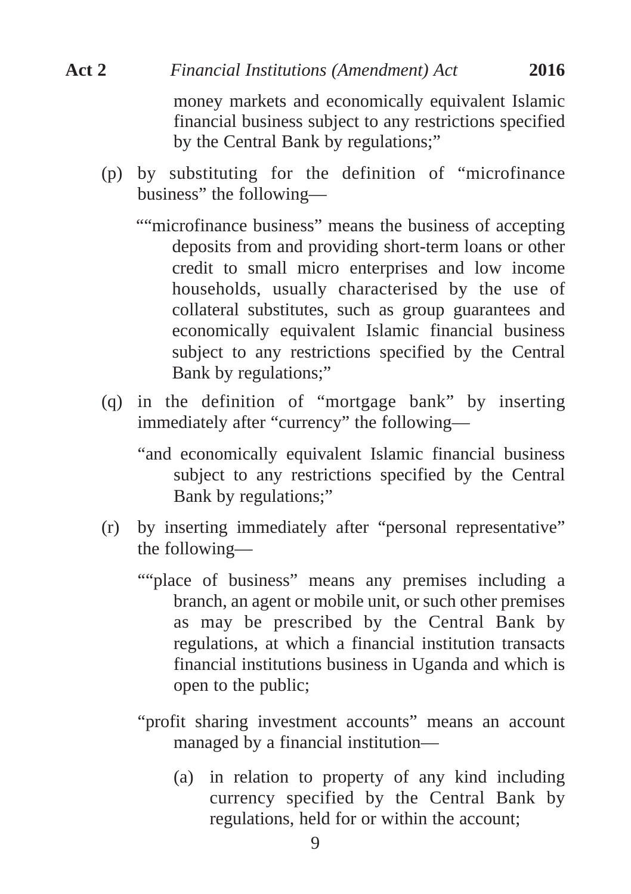money markets and economically equivalent Islamic financial business subject to any restrictions specified by the Central Bank by regulations;"

(p) by substituting for the definition of "microfinance business" the following—

""microfinance business" means the business of accepting deposits from and providing short-term loans or other credit to small micro enterprises and low income households, usually characterised by the use of collateral substitutes, such as group guarantees and economically equivalent Islamic financial business subject to any restrictions specified by the Central Bank by regulations;"

(q) in the definition of "mortgage bank" by inserting immediately after "currency" the following—

"and economically equivalent Islamic financial business subject to any restrictions specified by the Central Bank by regulations;"

(r) by inserting immediately after "personal representative" the following—

""place of business" means any premises including a branch, an agent or mobile unit, or such other premises as may be prescribed by the Central Bank by regulations, at which a financial institution transacts financial institutions business in Uganda and which is open to the public;

"profit sharing investment accounts" means an account managed by a financial institution—

(a) in relation to property of any kind including currency specified by the Central Bank by regulations, held for or within the account;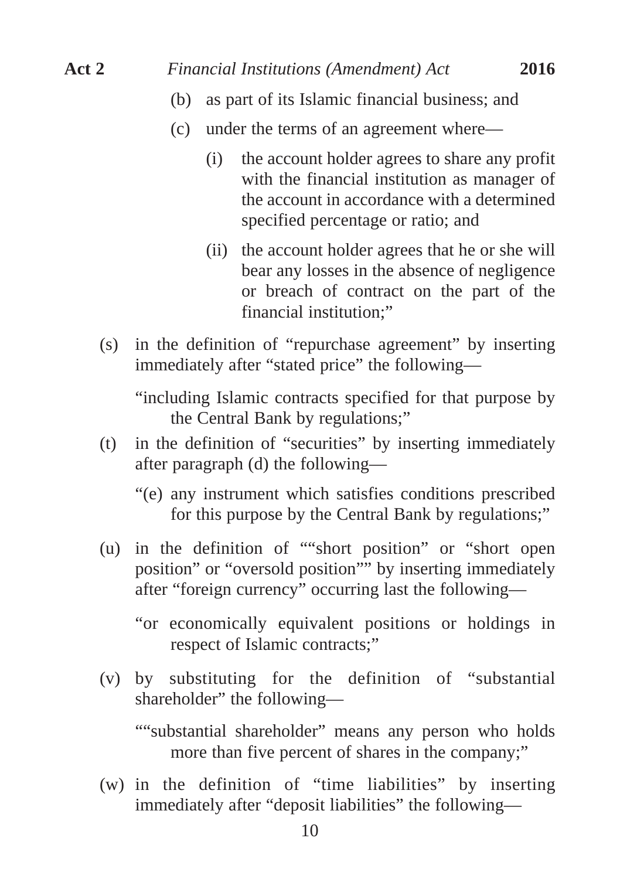(b) as part of its Islamic financial business; and

(c) under the terms of an agreement where—

(i) the account holder agrees to share any profit with the financial institution as manager of the account in accordance with a determined specified percentage or ratio; and

(ii) the account holder agrees that he or she will bear any losses in the absence of negligence or breach of contract on the part of the financial institution;"

(s) in the definition of "repurchase agreement" by inserting immediately after "stated price" the following—

"including Islamic contracts specified for that purpose by the Central Bank by regulations;"

(t) in the definition of "securities" by inserting immediately after paragraph (d) the following—

"(e) any instrument which satisfies conditions prescribed for this purpose by the Central Bank by regulations;"

(u) in the definition of ""short position" or "short open position" or "oversold position"" by inserting immediately after "foreign currency" occurring last the following—

"or economically equivalent positions or holdings in respect of Islamic contracts;"

(v) by substituting for the definition of "substantial shareholder" the following—

""substantial shareholder" means any person who holds more than five percent of shares in the company;"

(w) in the definition of "time liabilities" by inserting immediately after "deposit liabilities" the following—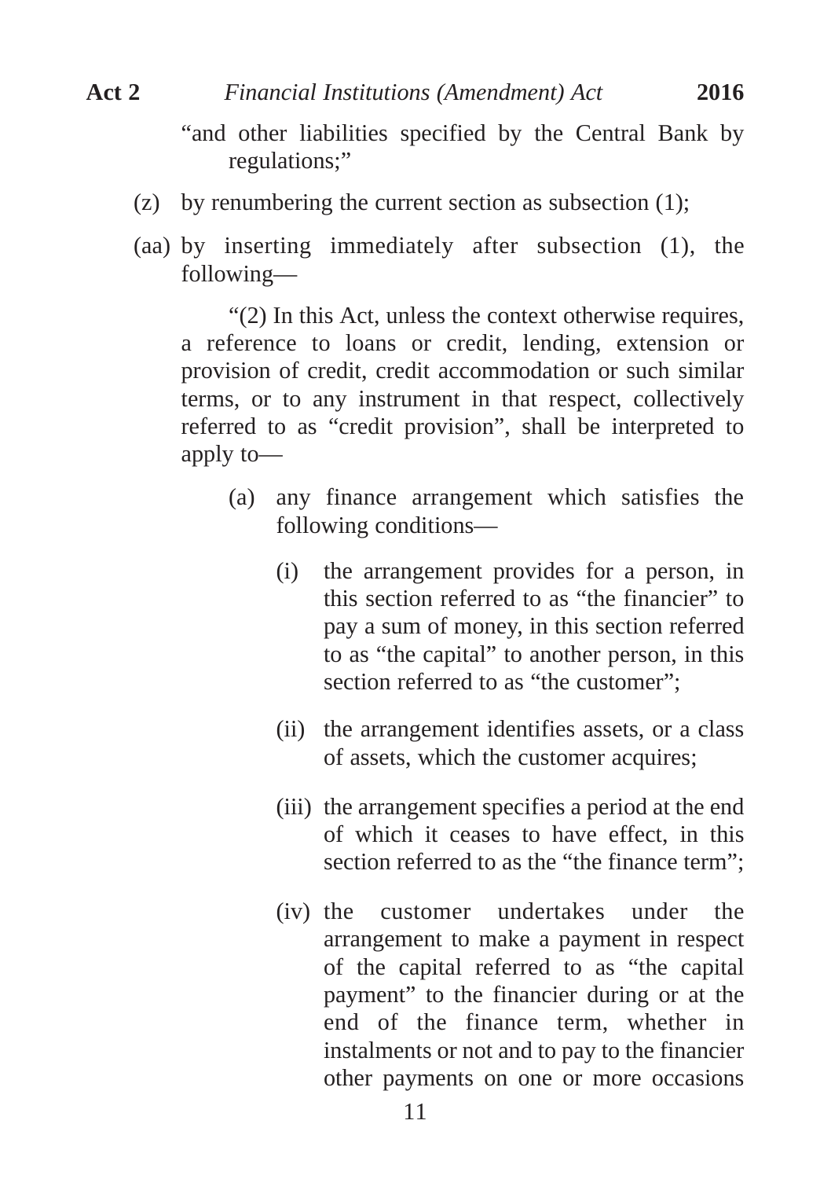"and other liabilities specified by the Central Bank by regulations;"

(z) by renumbering the current section as subsection (1);

(aa) by inserting immediately after subsection (1), the following—

"(2) In this Act, unless the context otherwise requires, a reference to loans or credit, lending, extension or provision of credit, credit accommodation or such similar terms, or to any instrument in that respect, collectively referred to as "credit provision", shall be interpreted to apply to—

(a) any finance arrangement which satisfies the following conditions—

(i) the arrangement provides for a person, in this section referred to as "the financier" to pay a sum of money, in this section referred to as "the capital" to another person, in this section referred to as "the customer";

(ii) the arrangement identifies assets, or a class of assets, which the customer acquires;

(iii) the arrangement specifies a period at the end of which it ceases to have effect, in this section referred to as the "the finance term";

(iv) the customer undertakes under the arrangement to make a payment in respect of the capital referred to as "the capital payment" to the financier during or at the end of the finance term, whether in instalments or not and to pay to the financier other payments on one or more occasions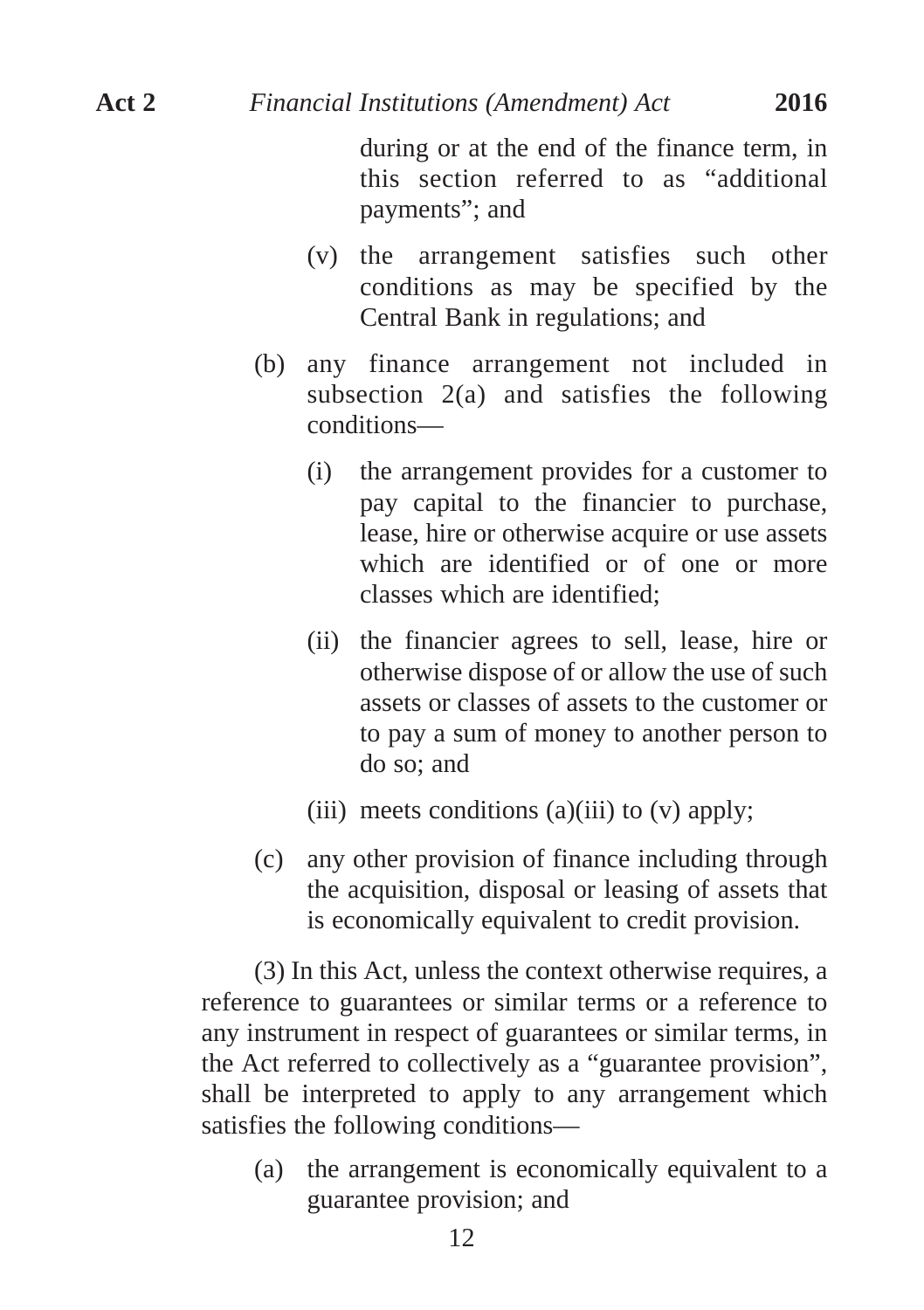during or at the end of the finance term, in this section referred to as "additional payments"; and

(v) the arrangement satisfies such other conditions as may be specified by the Central Bank in regulations; and

(b) any finance arrangement not included in subsection 2(a) and satisfies the following conditions—

(i) the arrangement provides for a customer to pay capital to the financier to purchase, lease, hire or otherwise acquire or use assets which are identified or of one or more classes which are identified;

(ii) the financier agrees to sell, lease, hire or otherwise dispose of or allow the use of such assets or classes of assets to the customer or to pay a sum of money to another person to do so; and

(iii) meets conditions (a)(iii) to (v) apply;

(c) any other provision of finance including through the acquisition, disposal or leasing of assets that is economically equivalent to credit provision.

(3) In this Act, unless the context otherwise requires, a reference to guarantees or similar terms or a reference to any instrument in respect of guarantees or similar terms, in the Act referred to collectively as a "guarantee provision", shall be interpreted to apply to any arrangement which satisfies the following conditions—

(a) the arrangement is economically equivalent to a guarantee provision; and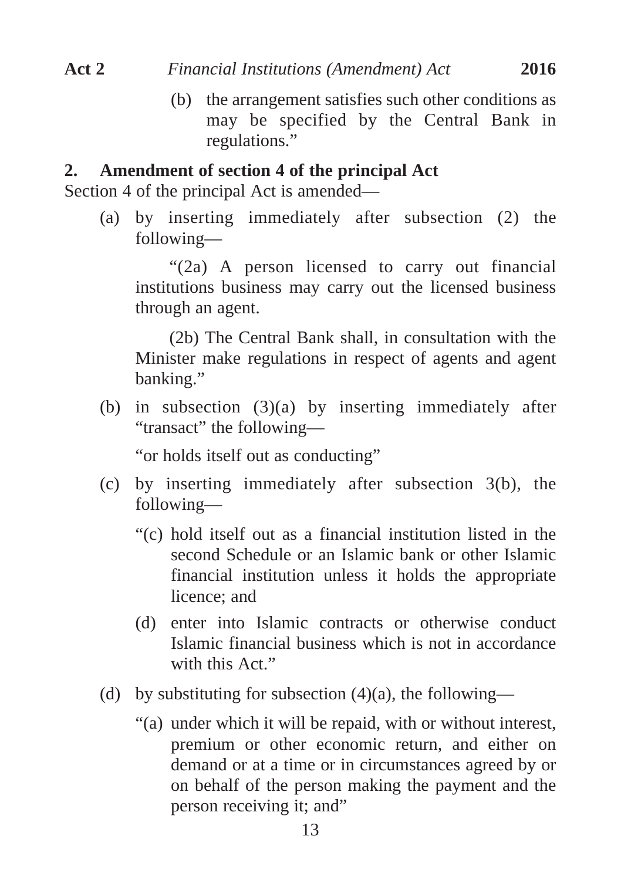(b) the arrangement satisfies such other conditions as may be specified by the Central Bank in regulations."

## 2. Amendment of section 4 of the principal Act

Section 4 of the principal Act is amended—

(a) by inserting immediately after subsection (2) the following—

"(2a) A person licensed to carry out financial institutions business may carry out the licensed business through an agent.

(2b) The Central Bank shall, in consultation with the Minister make regulations in respect of agents and agent banking."

(b) in subsection (3)(a) by inserting immediately after "transact" the following—

"or holds itself out as conducting"

(c) by inserting immediately after subsection 3(b), the following—

"(c) hold itself out as a financial institution listed in the second Schedule or an Islamic bank or other Islamic financial institution unless it holds the appropriate licence; and

(d) enter into Islamic contracts or otherwise conduct Islamic financial business which is not in accordance with this Act."

(d) by substituting for subsection (4)(a), the following—

"(a) under which it will be repaid, with or without interest, premium or other economic return, and either on demand or at a time or in circumstances agreed by or on behalf of the person making the payment and the person receiving it; and"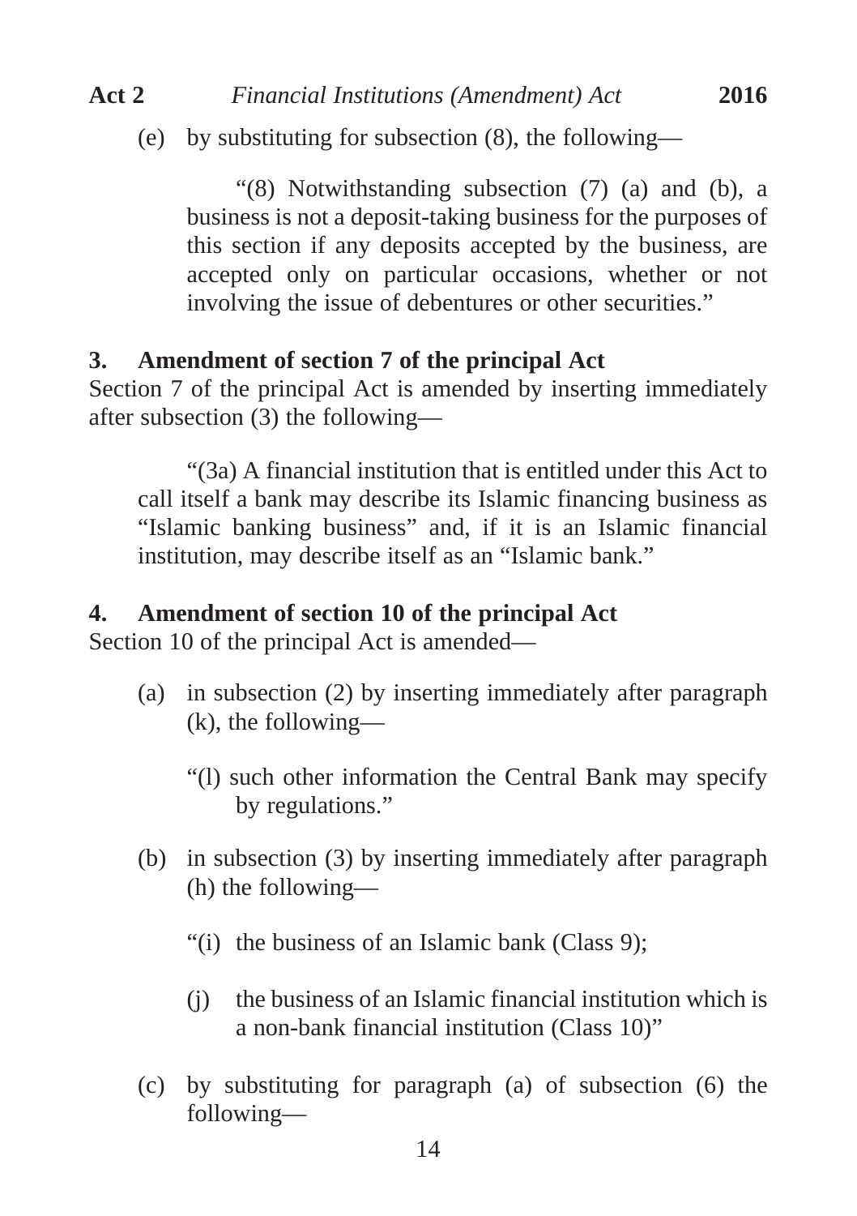(e) by substituting for subsection (8), the following—

"(8) Notwithstanding subsection (7) (a) and (b), a business is not a deposit-taking business for the purposes of this section if any deposits accepted by the business, are accepted only on particular occasions, whether or not involving the issue of debentures or other securities."

**3. Amendment of section 7 of the principal Act**

Section 7 of the principal Act is amended by inserting immediately after subsection (3) the following—

"(3a) A financial institution that is entitled under this Act to call itself a bank may describe its Islamic financing business as "Islamic banking business" and, if it is an Islamic financial institution, may describe itself as an "Islamic bank."

**4. Amendment of section 10 of the principal Act**

Section 10 of the principal Act is amended—

(a) in subsection (2) by inserting immediately after paragraph (k), the following—

"(l) such other information the Central Bank may specify by regulations."

(b) in subsection (3) by inserting immediately after paragraph (h) the following—

"(i) the business of an Islamic bank (Class 9);

(j) the business of an Islamic financial institution which is a non-bank financial institution (Class 10)"

(c) by substituting for paragraph (a) of subsection (6) the following—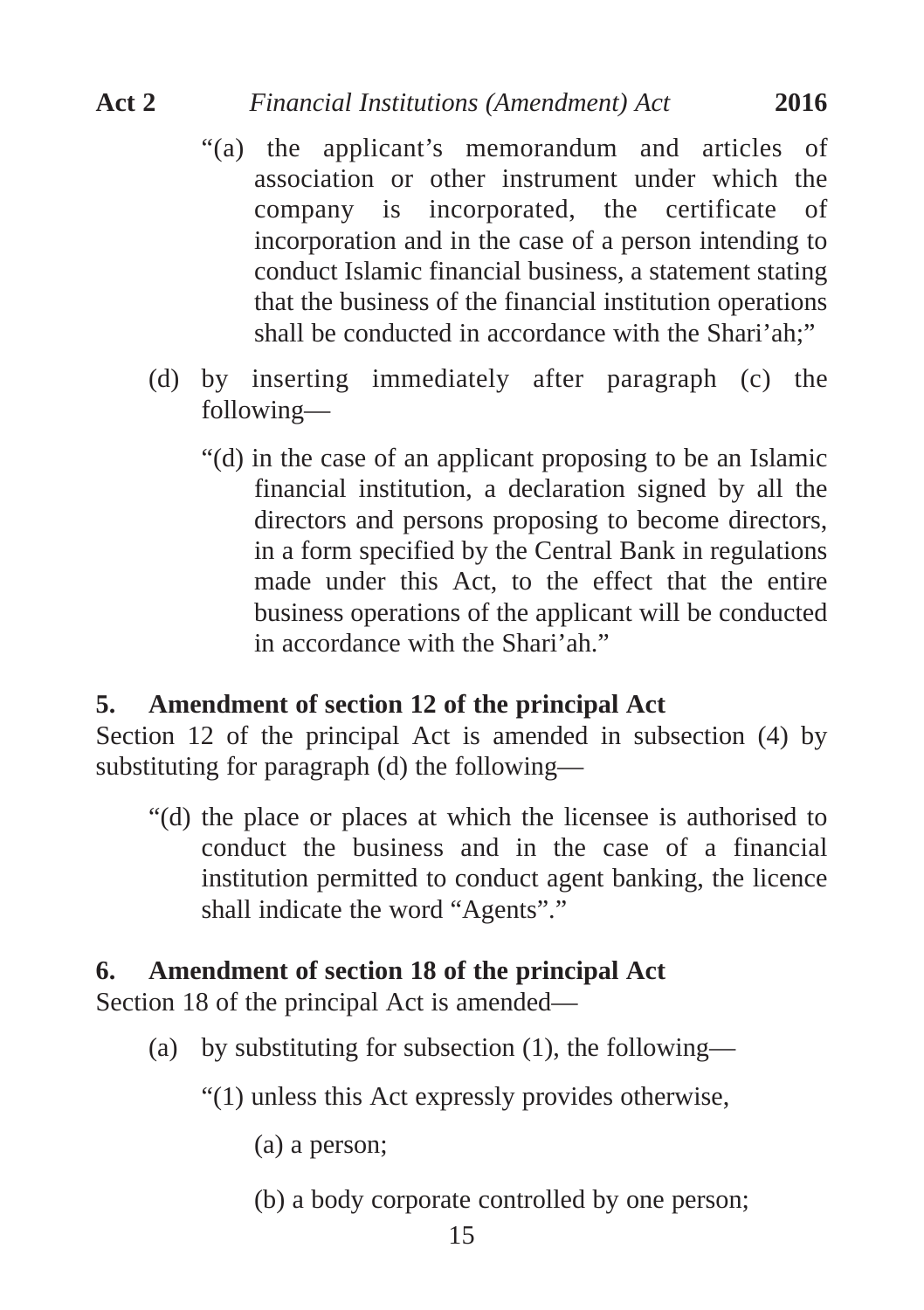"(a) the applicant's memorandum and articles of association or other instrument under which the company is incorporated, the certificate of incorporation and in the case of a person intending to conduct Islamic financial business, a statement stating that the business of the financial institution operations shall be conducted in accordance with the Shari'ah;"

(d) by inserting immediately after paragraph (c) the following—

"(d) in the case of an applicant proposing to be an Islamic financial institution, a declaration signed by all the directors and persons proposing to become directors, in a form specified by the Central Bank in regulations made under this Act, to the effect that the entire business operations of the applicant will be conducted in accordance with the Shari'ah."

## 5. Amendment of section 12 of the principal Act

Section 12 of the principal Act is amended in subsection (4) by substituting for paragraph (d) the following—

"(d) the place or places at which the licensee is authorised to conduct the business and in the case of a financial institution permitted to conduct agent banking, the licence shall indicate the word "Agents"."

## 6. Amendment of section 18 of the principal Act

Section 18 of the principal Act is amended—

(a) by substituting for subsection (1), the following—

"(1) unless this Act expressly provides otherwise,

(a) a person;

(b) a body corporate controlled by one person;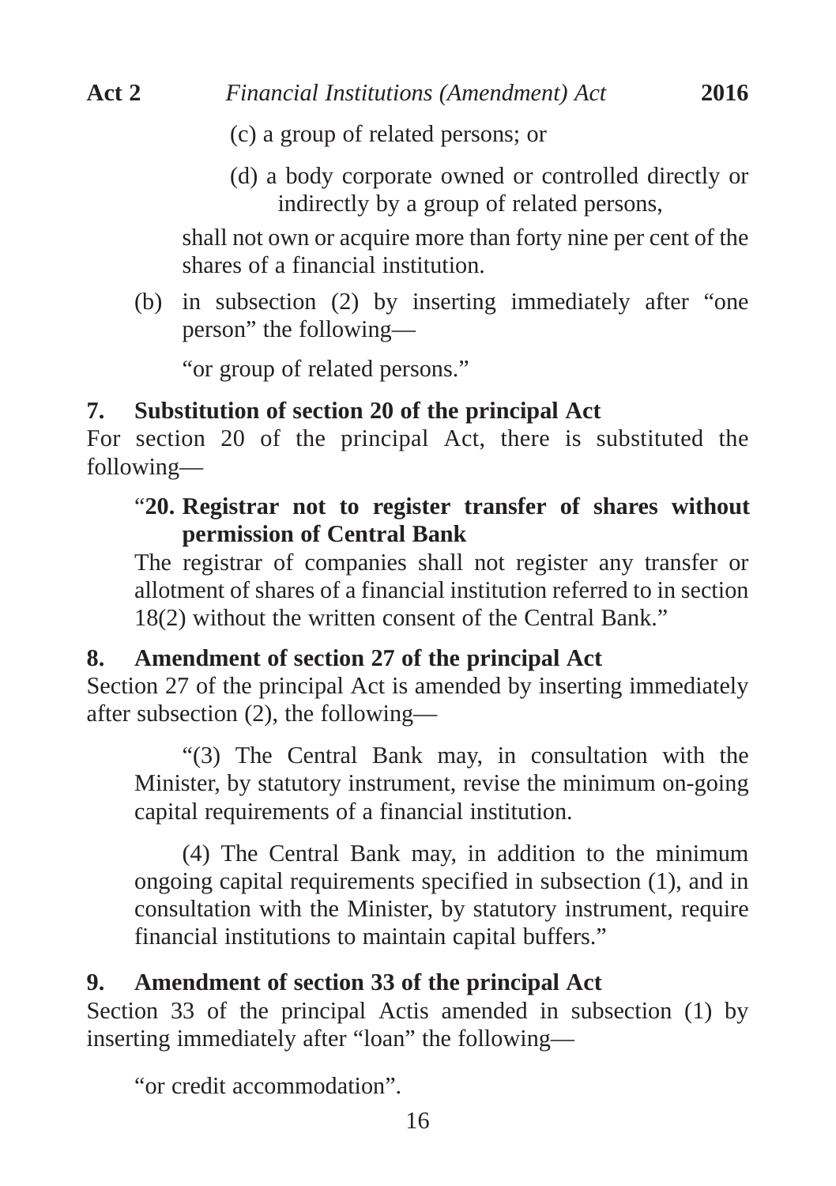(c) a group of related persons; or

(d) a body corporate owned or controlled directly or indirectly by a group of related persons,

shall not own or acquire more than forty nine per cent of the shares of a financial institution.

(b) in subsection (2) by inserting immediately after "one person" the following—

"or group of related persons."

**7. Substitution of section 20 of the principal Act**

For section 20 of the principal Act, there is substituted the following—

"**20. Registrar not to register transfer of shares without permission of Central Bank**

The registrar of companies shall not register any transfer or allotment of shares of a financial institution referred to in section 18(2) without the written consent of the Central Bank."

**8. Amendment of section 27 of the principal Act**

Section 27 of the principal Act is amended by inserting immediately after subsection (2), the following—

"(3) The Central Bank may, in consultation with the Minister, by statutory instrument, revise the minimum on-going capital requirements of a financial institution.

(4) The Central Bank may, in addition to the minimum ongoing capital requirements specified in subsection (1), and in consultation with the Minister, by statutory instrument, require financial institutions to maintain capital buffers."

**9. Amendment of section 33 of the principal Act**

Section 33 of the principal Actis amended in subsection (1) by inserting immediately after "loan" the following—

"or credit accommodation".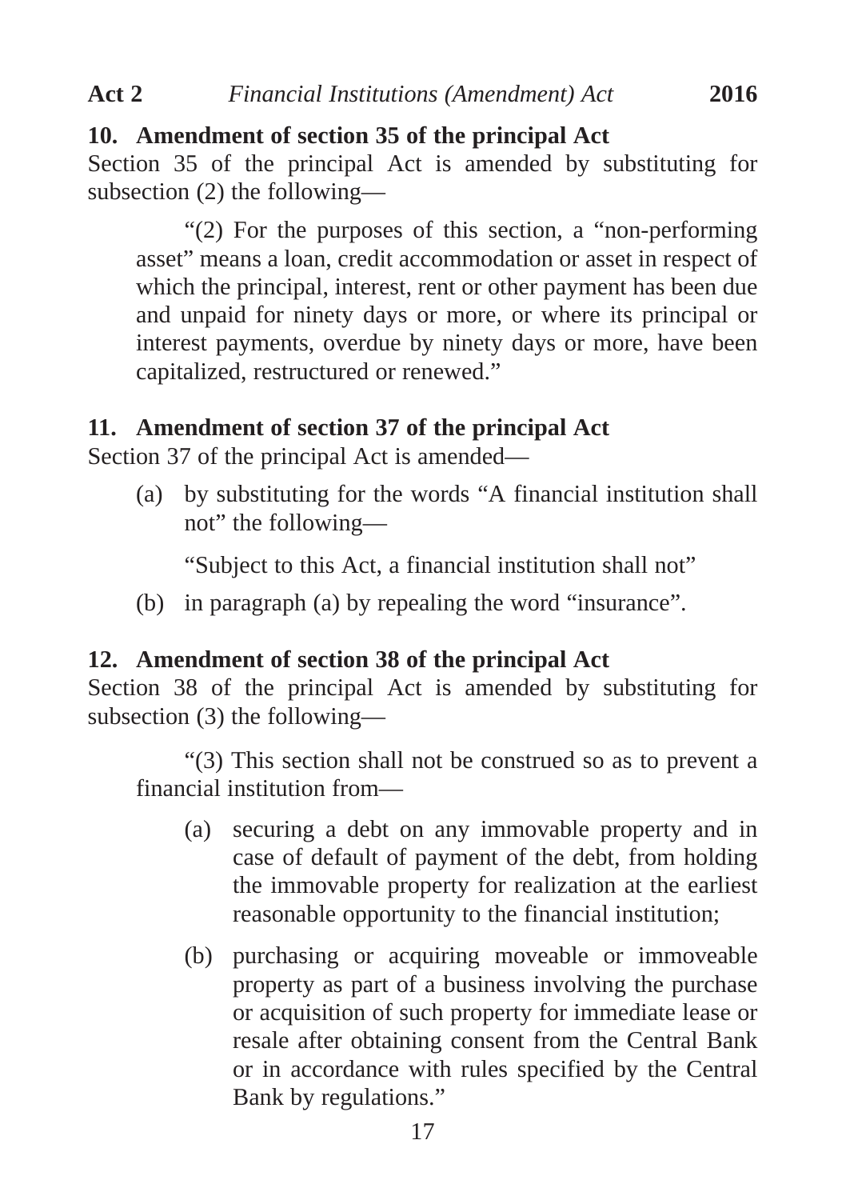## 10. Amendment of section 35 of the principal Act

Section 35 of the principal Act is amended by substituting for subsection (2) the following—

> "(2) For the purposes of this section, a "non-performing asset" means a loan, credit accommodation or asset in respect of which the principal, interest, rent or other payment has been due and unpaid for ninety days or more, or where its principal or interest payments, overdue by ninety days or more, have been capitalized, restructured or renewed."

## 11. Amendment of section 37 of the principal Act

Section 37 of the principal Act is amended—

(a) by substituting for the words "A financial institution shall not" the following—

"Subject to this Act, a financial institution shall not"

(b) in paragraph (a) by repealing the word "insurance".

## 12. Amendment of section 38 of the principal Act

Section 38 of the principal Act is amended by substituting for subsection (3) the following—

> "(3) This section shall not be construed so as to prevent a financial institution from—
>
> (a) securing a debt on any immovable property and in case of default of payment of the debt, from holding the immovable property for realization at the earliest reasonable opportunity to the financial institution;
>
> (b) purchasing or acquiring moveable or immoveable property as part of a business involving the purchase or acquisition of such property for immediate lease or resale after obtaining consent from the Central Bank or in accordance with rules specified by the Central Bank by regulations."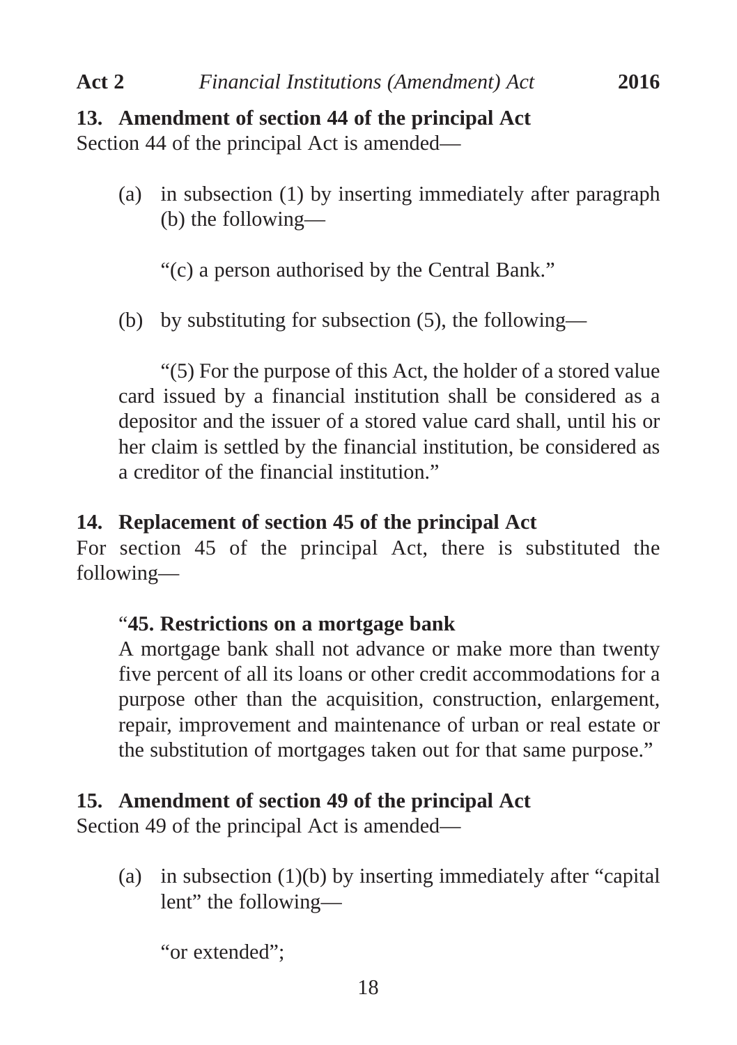## 13. Amendment of section 44 of the principal Act

Section 44 of the principal Act is amended—

(a) in subsection (1) by inserting immediately after paragraph (b) the following—

“(c) a person authorised by the Central Bank.”

(b) by substituting for subsection (5), the following—

“(5) For the purpose of this Act, the holder of a stored value card issued by a financial institution shall be considered as a depositor and the issuer of a stored value card shall, until his or her claim is settled by the financial institution, be considered as a creditor of the financial institution.”

## 14. Replacement of section 45 of the principal Act

For section 45 of the principal Act, there is substituted the following—

“**45. Restrictions on a mortgage bank**

A mortgage bank shall not advance or make more than twenty five percent of all its loans or other credit accommodations for a purpose other than the acquisition, construction, enlargement, repair, improvement and maintenance of urban or real estate or the substitution of mortgages taken out for that same purpose.”

## 15. Amendment of section 49 of the principal Act

Section 49 of the principal Act is amended—

(a) in subsection (1)(b) by inserting immediately after “capital lent” the following—

“or extended”;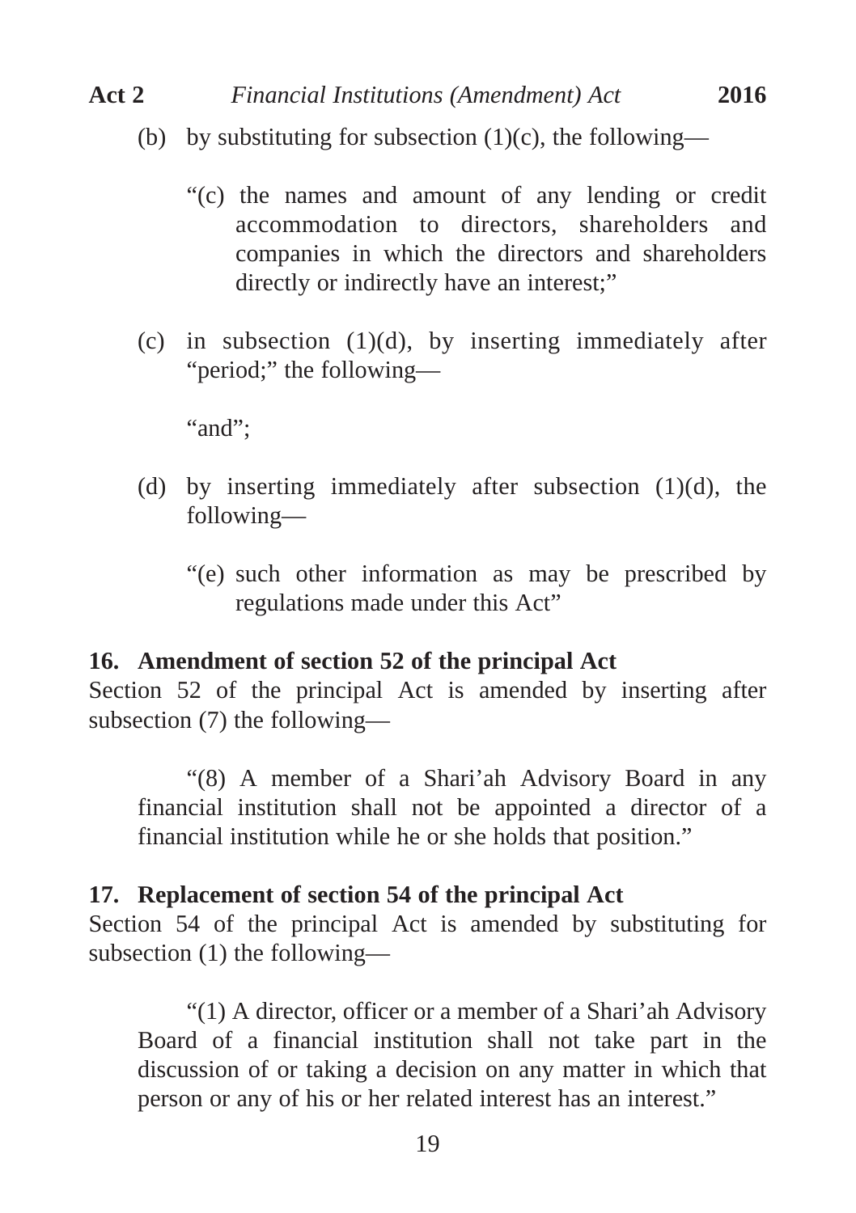(b) by substituting for subsection (1)(c), the following—

“(c) the names and amount of any lending or credit accommodation to directors, shareholders and companies in which the directors and shareholders directly or indirectly have an interest;”

(c) in subsection (1)(d), by inserting immediately after “period;” the following—

“and”;

(d) by inserting immediately after subsection (1)(d), the following—

“(e) such other information as may be prescribed by regulations made under this Act”

**16. Amendment of section 52 of the principal Act**

Section 52 of the principal Act is amended by inserting after subsection (7) the following—

“(8) A member of a Shari’ah Advisory Board in any financial institution shall not be appointed a director of a financial institution while he or she holds that position.”

**17. Replacement of section 54 of the principal Act**

Section 54 of the principal Act is amended by substituting for subsection (1) the following—

“(1) A director, officer or a member of a Shari’ah Advisory Board of a financial institution shall not take part in the discussion of or taking a decision on any matter in which that person or any of his or her related interest has an interest.”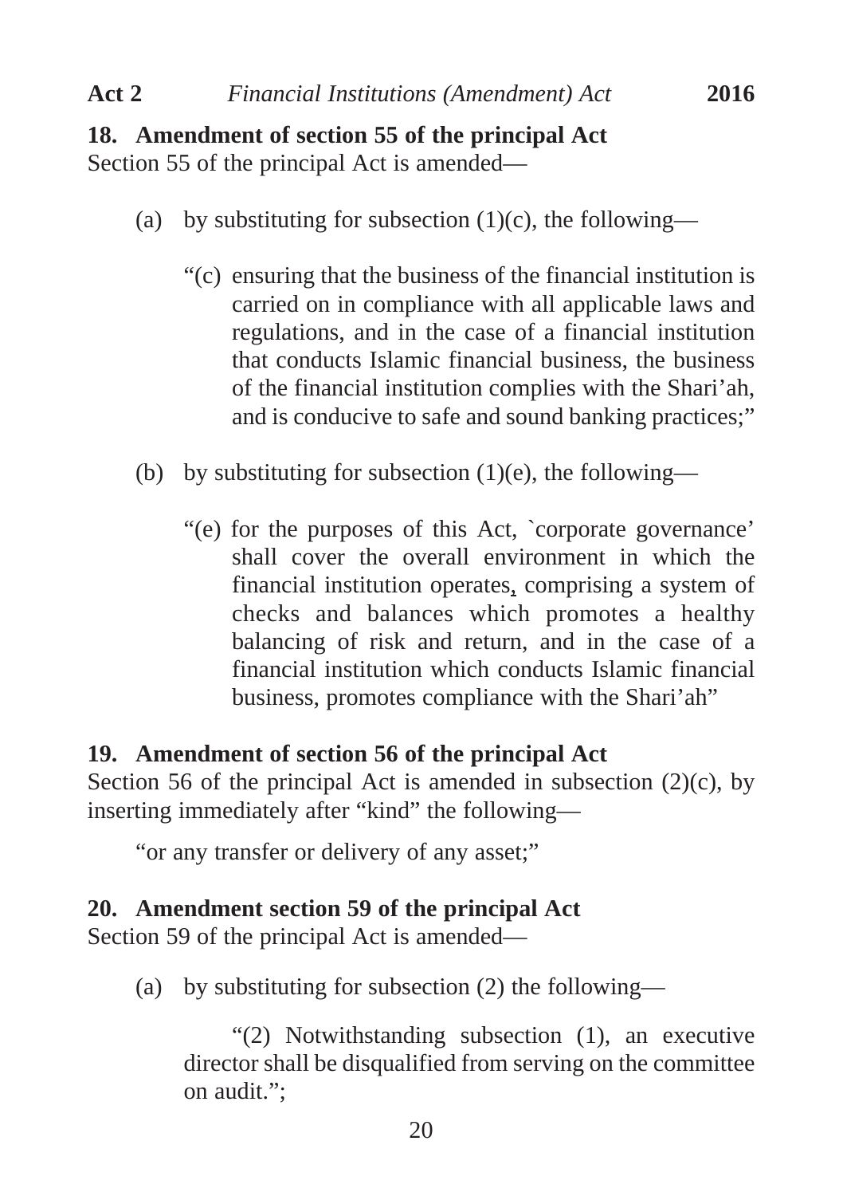**18. Amendment of section 55 of the principal Act**

Section 55 of the principal Act is amended—

(a) by substituting for subsection (1)(c), the following—

> "(c) ensuring that the business of the financial institution is carried on in compliance with all applicable laws and regulations, and in the case of a financial institution that conducts Islamic financial business, the business of the financial institution complies with the Shari'ah, and is conducive to safe and sound banking practices;"

(b) by substituting for subsection (1)(e), the following—

> "(e) for the purposes of this Act, `corporate governance' shall cover the overall environment in which the financial institution operates, comprising a system of checks and balances which promotes a healthy balancing of risk and return, and in the case of a financial institution which conducts Islamic financial business, promotes compliance with the Shari'ah"

**19. Amendment of section 56 of the principal Act**

Section 56 of the principal Act is amended in subsection (2)(c), by inserting immediately after "kind" the following—

> "or any transfer or delivery of any asset;"

**20. Amendment section 59 of the principal Act**

Section 59 of the principal Act is amended—

(a) by substituting for subsection (2) the following—

> "(2) Notwithstanding subsection (1), an executive director shall be disqualified from serving on the committee on audit.";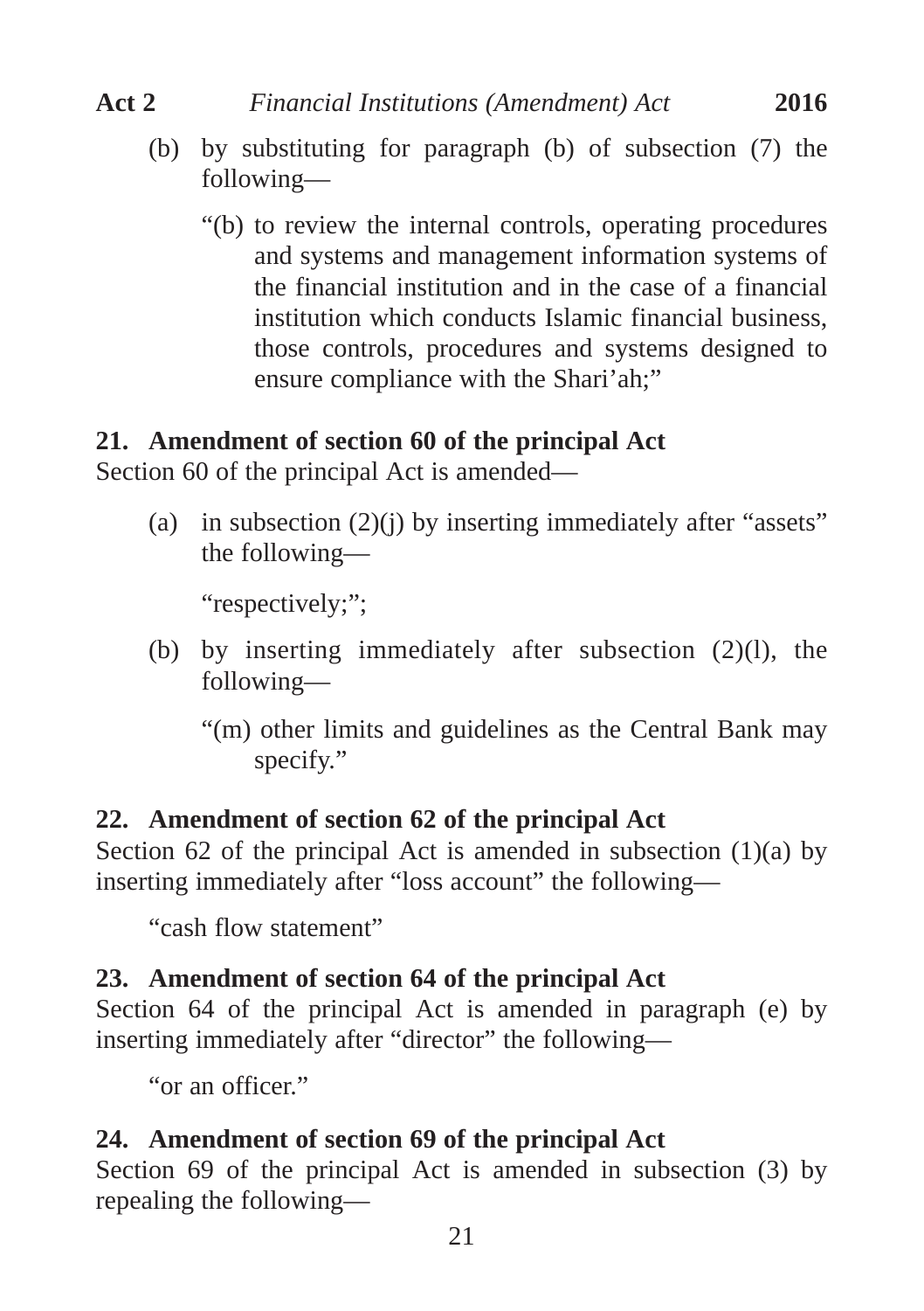(b) by substituting for paragraph (b) of subsection (7) the following—

> "(b) to review the internal controls, operating procedures and systems and management information systems of the financial institution and in the case of a financial institution which conducts Islamic financial business, those controls, procedures and systems designed to ensure compliance with the Shari'ah;"

**21. Amendment of section 60 of the principal Act**

Section 60 of the principal Act is amended—

(a) in subsection (2)(j) by inserting immediately after "assets" the following—

> "respectively;";

(b) by inserting immediately after subsection (2)(l), the following—

> "(m) other limits and guidelines as the Central Bank may specify."

**22. Amendment of section 62 of the principal Act**

Section 62 of the principal Act is amended in subsection (1)(a) by inserting immediately after "loss account" the following—

> "cash flow statement"

**23. Amendment of section 64 of the principal Act**

Section 64 of the principal Act is amended in paragraph (e) by inserting immediately after "director" the following—

> "or an officer."

**24. Amendment of section 69 of the principal Act**

Section 69 of the principal Act is amended in subsection (3) by repealing the following—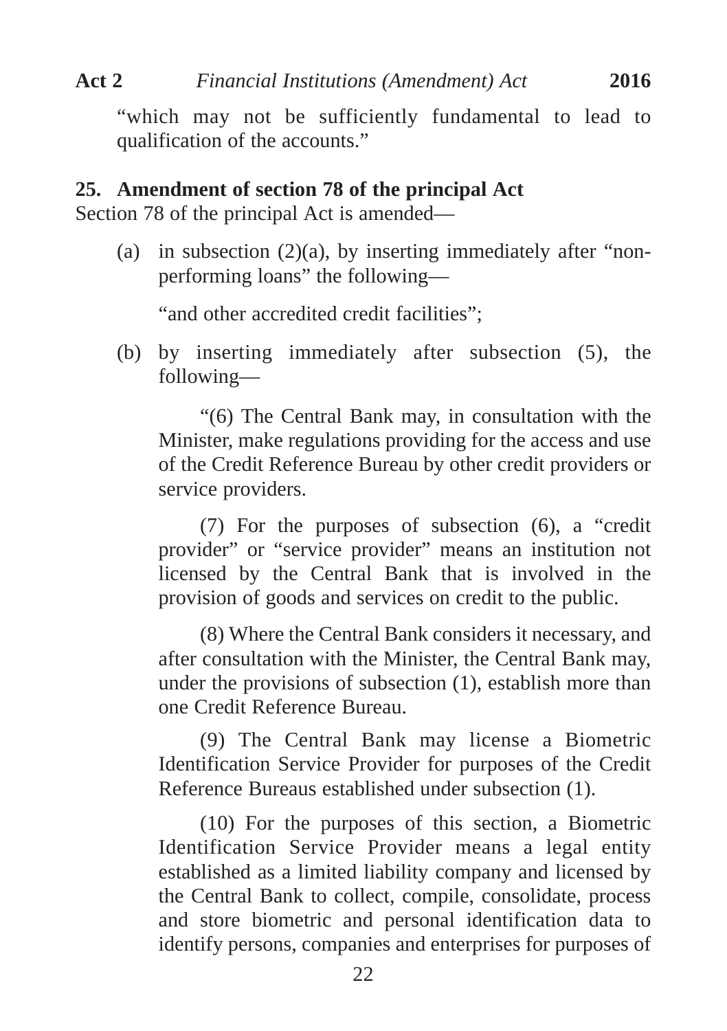"which may not be sufficiently fundamental to lead to qualification of the accounts."

**25. Amendment of section 78 of the principal Act**

Section 78 of the principal Act is amended—

(a) in subsection (2)(a), by inserting immediately after "non-performing loans" the following—

"and other accredited credit facilities";

(b) by inserting immediately after subsection (5), the following—

"(6) The Central Bank may, in consultation with the Minister, make regulations providing for the access and use of the Credit Reference Bureau by other credit providers or service providers.

(7) For the purposes of subsection (6), a "credit provider" or "service provider" means an institution not licensed by the Central Bank that is involved in the provision of goods and services on credit to the public.

(8) Where the Central Bank considers it necessary, and after consultation with the Minister, the Central Bank may, under the provisions of subsection (1), establish more than one Credit Reference Bureau.

(9) The Central Bank may license a Biometric Identification Service Provider for purposes of the Credit Reference Bureaus established under subsection (1).

(10) For the purposes of this section, a Biometric Identification Service Provider means a legal entity established as a limited liability company and licensed by the Central Bank to collect, compile, consolidate, process and store biometric and personal identification data to identify persons, companies and enterprises for purposes of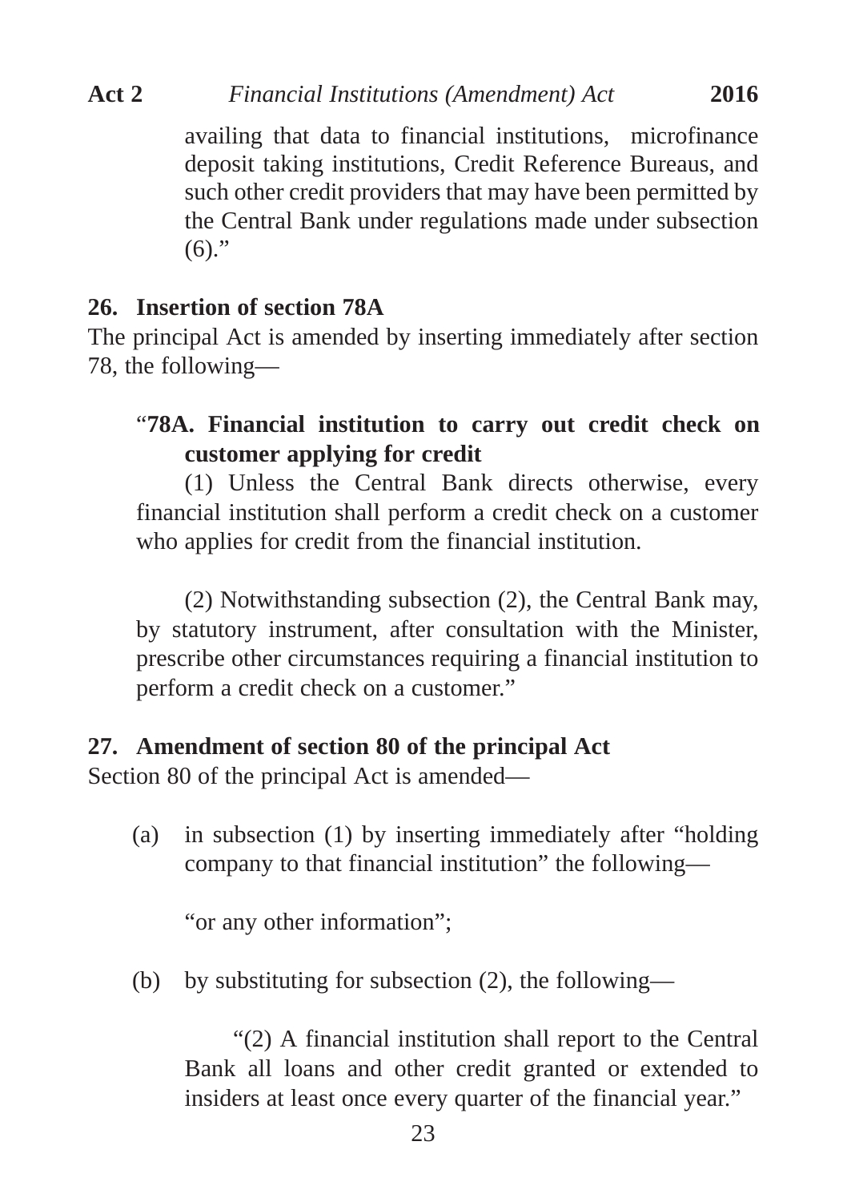availing that data to financial institutions, microfinance deposit taking institutions, Credit Reference Bureaus, and such other credit providers that may have been permitted by the Central Bank under regulations made under subsection (6)."

**26. Insertion of section 78A**

The principal Act is amended by inserting immediately after section 78, the following—

"**78A. Financial institution to carry out credit check on customer applying for credit**

(1) Unless the Central Bank directs otherwise, every financial institution shall perform a credit check on a customer who applies for credit from the financial institution.

(2) Notwithstanding subsection (2), the Central Bank may, by statutory instrument, after consultation with the Minister, prescribe other circumstances requiring a financial institution to perform a credit check on a customer."

**27. Amendment of section 80 of the principal Act**

Section 80 of the principal Act is amended—

(a) in subsection (1) by inserting immediately after "holding company to that financial institution" the following—

"or any other information";

(b) by substituting for subsection (2), the following—

"(2) A financial institution shall report to the Central Bank all loans and other credit granted or extended to insiders at least once every quarter of the financial year."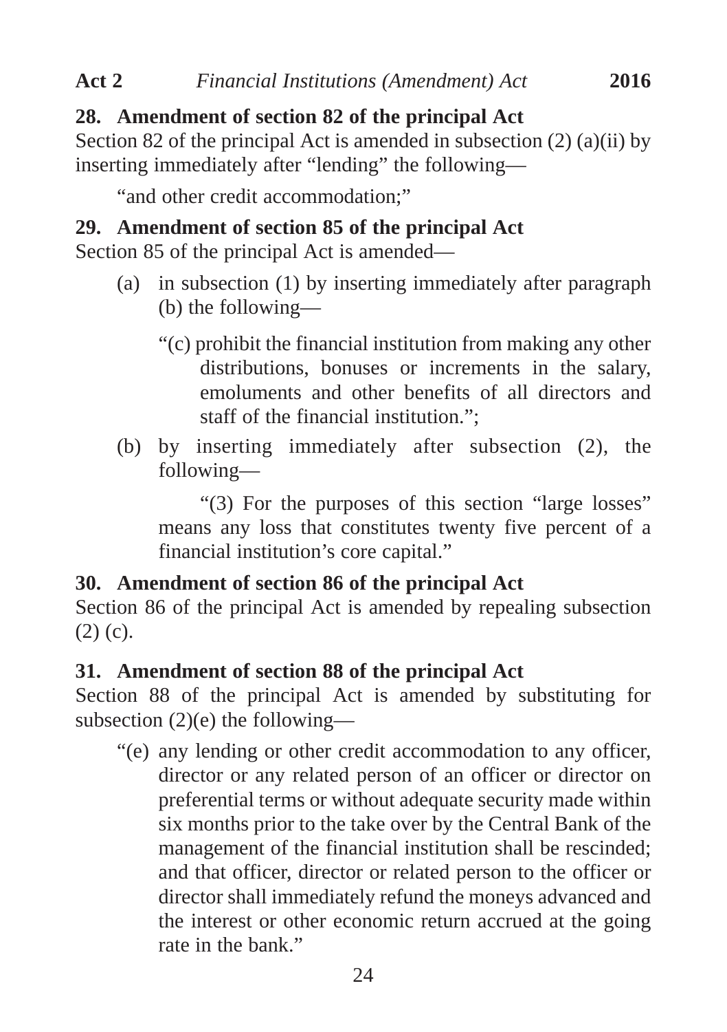### 28. Amendment of section 82 of the principal Act

Section 82 of the principal Act is amended in subsection (2) (a)(ii) by inserting immediately after "lending" the following—

"and other credit accommodation;"

### 29. Amendment of section 85 of the principal Act

Section 85 of the principal Act is amended—

(a) in subsection (1) by inserting immediately after paragraph (b) the following—

"(c) prohibit the financial institution from making any other distributions, bonuses or increments in the salary, emoluments and other benefits of all directors and staff of the financial institution.";

(b) by inserting immediately after subsection (2), the following—

"(3) For the purposes of this section "large losses" means any loss that constitutes twenty five percent of a financial institution's core capital."

### 30. Amendment of section 86 of the principal Act

Section 86 of the principal Act is amended by repealing subsection (2) (c).

### 31. Amendment of section 88 of the principal Act

Section 88 of the principal Act is amended by substituting for subsection (2)(e) the following—

"(e) any lending or other credit accommodation to any officer, director or any related person of an officer or director on preferential terms or without adequate security made within six months prior to the take over by the Central Bank of the management of the financial institution shall be rescinded; and that officer, director or related person to the officer or director shall immediately refund the moneys advanced and the interest or other economic return accrued at the going rate in the bank."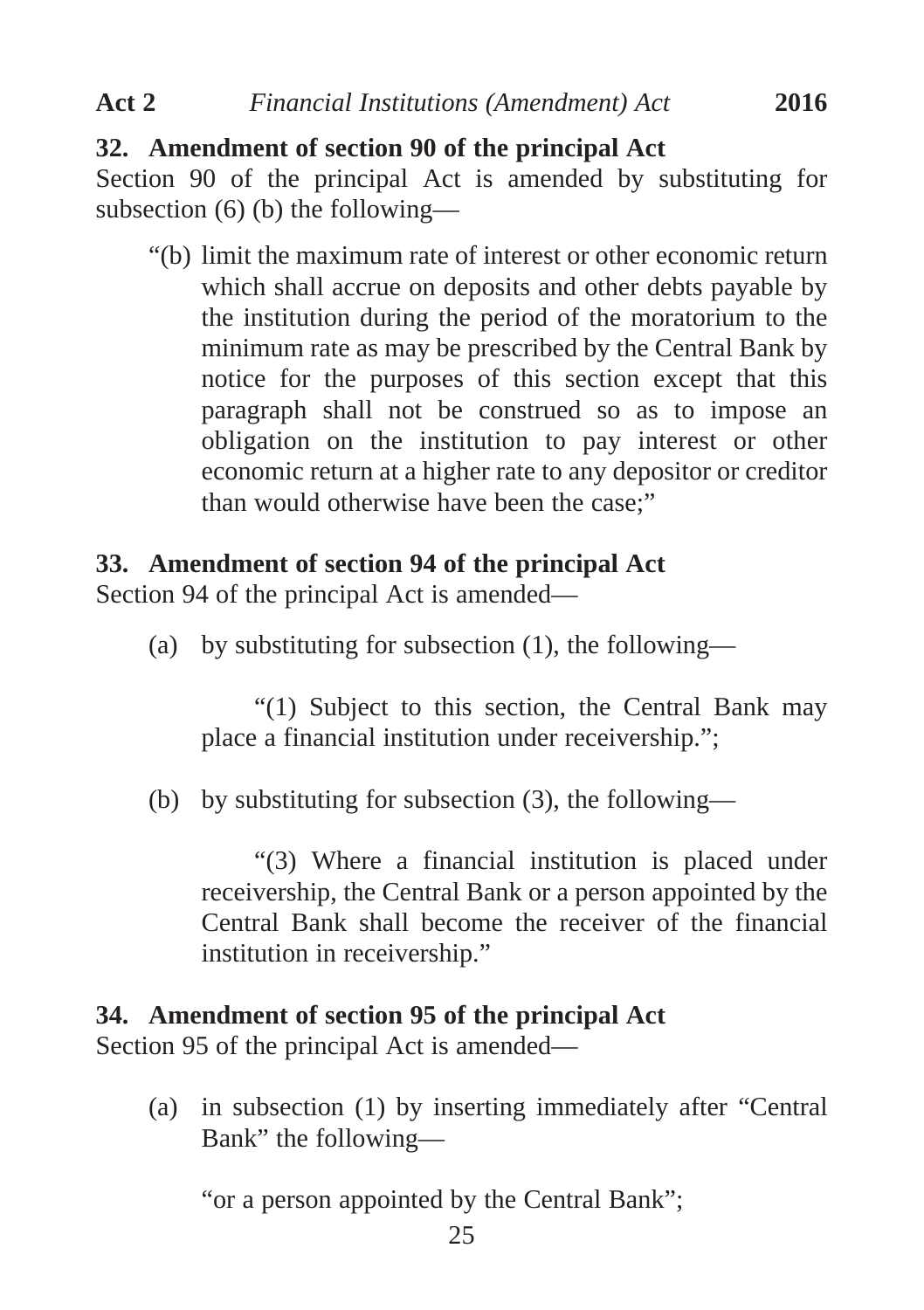### 32. Amendment of section 90 of the principal Act

Section 90 of the principal Act is amended by substituting for subsection (6) (b) the following—

"(b) limit the maximum rate of interest or other economic return which shall accrue on deposits and other debts payable by the institution during the period of the moratorium to the minimum rate as may be prescribed by the Central Bank by notice for the purposes of this section except that this paragraph shall not be construed so as to impose an obligation on the institution to pay interest or other economic return at a higher rate to any depositor or creditor than would otherwise have been the case;"

### 33. Amendment of section 94 of the principal Act

Section 94 of the principal Act is amended—

(a) by substituting for subsection (1), the following—

"(1) Subject to this section, the Central Bank may place a financial institution under receivership.";

(b) by substituting for subsection (3), the following—

"(3) Where a financial institution is placed under receivership, the Central Bank or a person appointed by the Central Bank shall become the receiver of the financial institution in receivership."

### 34. Amendment of section 95 of the principal Act

Section 95 of the principal Act is amended—

(a) in subsection (1) by inserting immediately after "Central Bank" the following—

"or a person appointed by the Central Bank";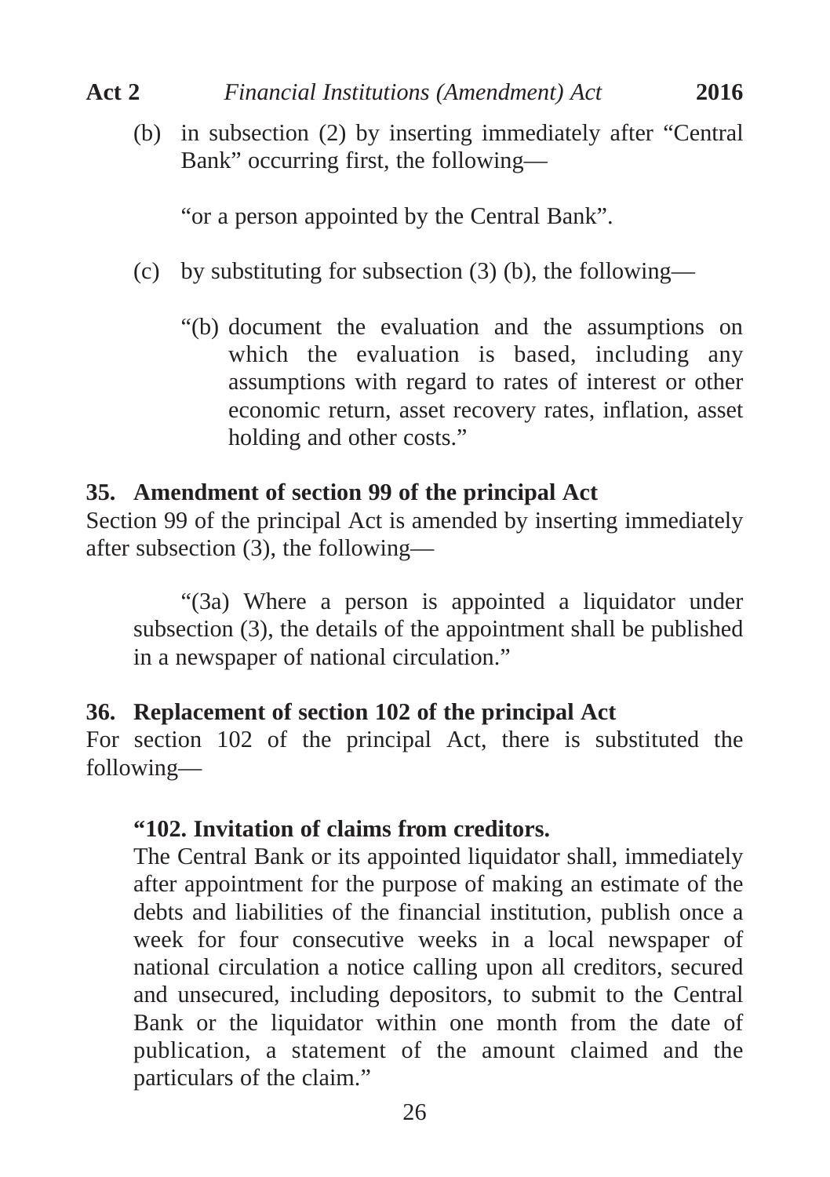(b) in subsection (2) by inserting immediately after "Central Bank" occurring first, the following—

"or a person appointed by the Central Bank".

(c) by substituting for subsection (3) (b), the following—

"(b) document the evaluation and the assumptions on which the evaluation is based, including any assumptions with regard to rates of interest or other economic return, asset recovery rates, inflation, asset holding and other costs."

**35. Amendment of section 99 of the principal Act**

Section 99 of the principal Act is amended by inserting immediately after subsection (3), the following—

"(3a) Where a person is appointed a liquidator under subsection (3), the details of the appointment shall be published in a newspaper of national circulation."

**36. Replacement of section 102 of the principal Act**

For section 102 of the principal Act, there is substituted the following—

**"102. Invitation of claims from creditors.**

The Central Bank or its appointed liquidator shall, immediately after appointment for the purpose of making an estimate of the debts and liabilities of the financial institution, publish once a week for four consecutive weeks in a local newspaper of national circulation a notice calling upon all creditors, secured and unsecured, including depositors, to submit to the Central Bank or the liquidator within one month from the date of publication, a statement of the amount claimed and the particulars of the claim."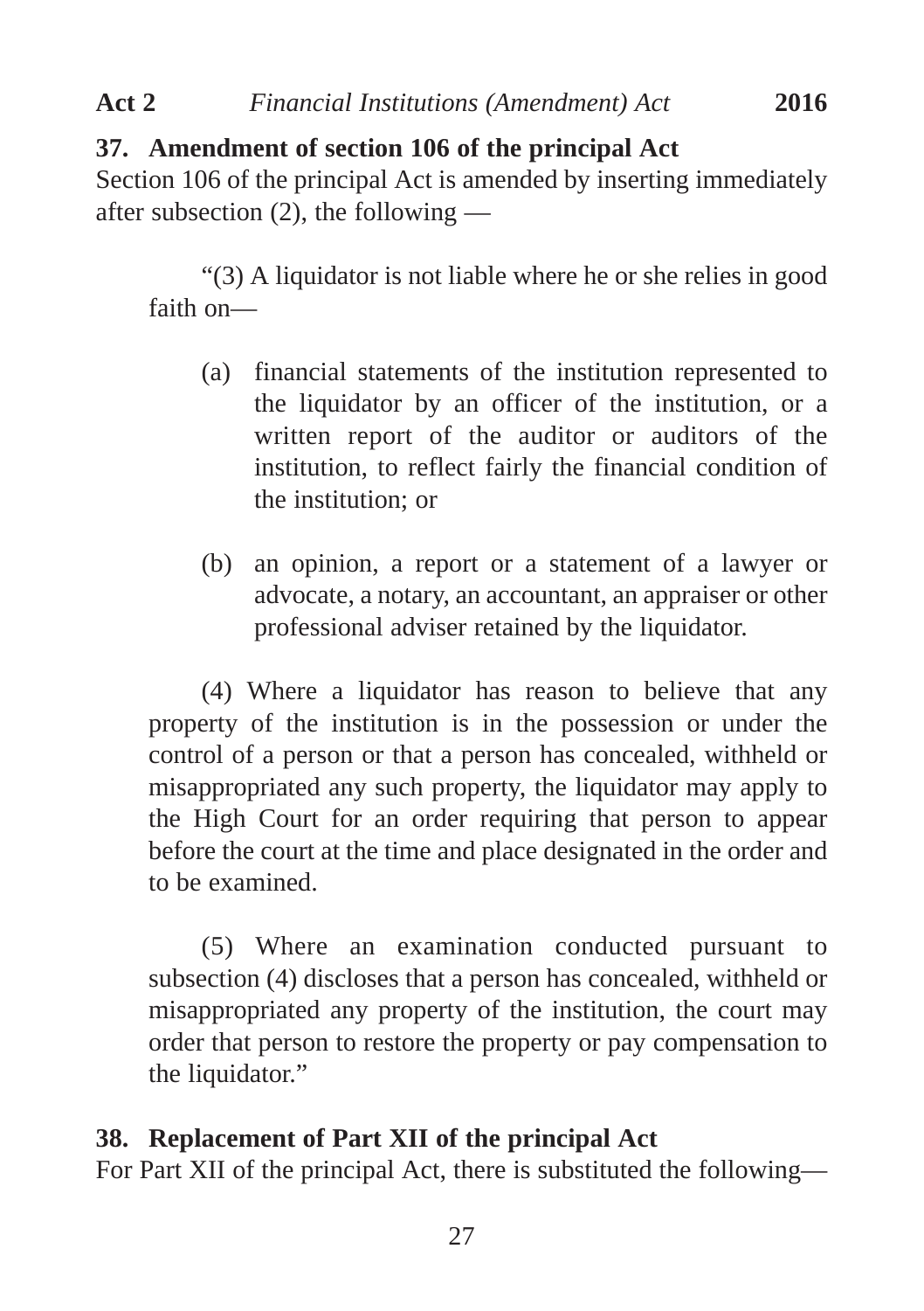**37. Amendment of section 106 of the principal Act**

Section 106 of the principal Act is amended by inserting immediately after subsection (2), the following —

> "(3) A liquidator is not liable where he or she relies in good faith on—
>
> (a) financial statements of the institution represented to the liquidator by an officer of the institution, or a written report of the auditor or auditors of the institution, to reflect fairly the financial condition of the institution; or
>
> (b) an opinion, a report or a statement of a lawyer or advocate, a notary, an accountant, an appraiser or other professional adviser retained by the liquidator.
>
> (4) Where a liquidator has reason to believe that any property of the institution is in the possession or under the control of a person or that a person has concealed, withheld or misappropriated any such property, the liquidator may apply to the High Court for an order requiring that person to appear before the court at the time and place designated in the order and to be examined.
>
> (5) Where an examination conducted pursuant to subsection (4) discloses that a person has concealed, withheld or misappropriated any property of the institution, the court may order that person to restore the property or pay compensation to the liquidator."

**38. Replacement of Part XII of the principal Act**

For Part XII of the principal Act, there is substituted the following—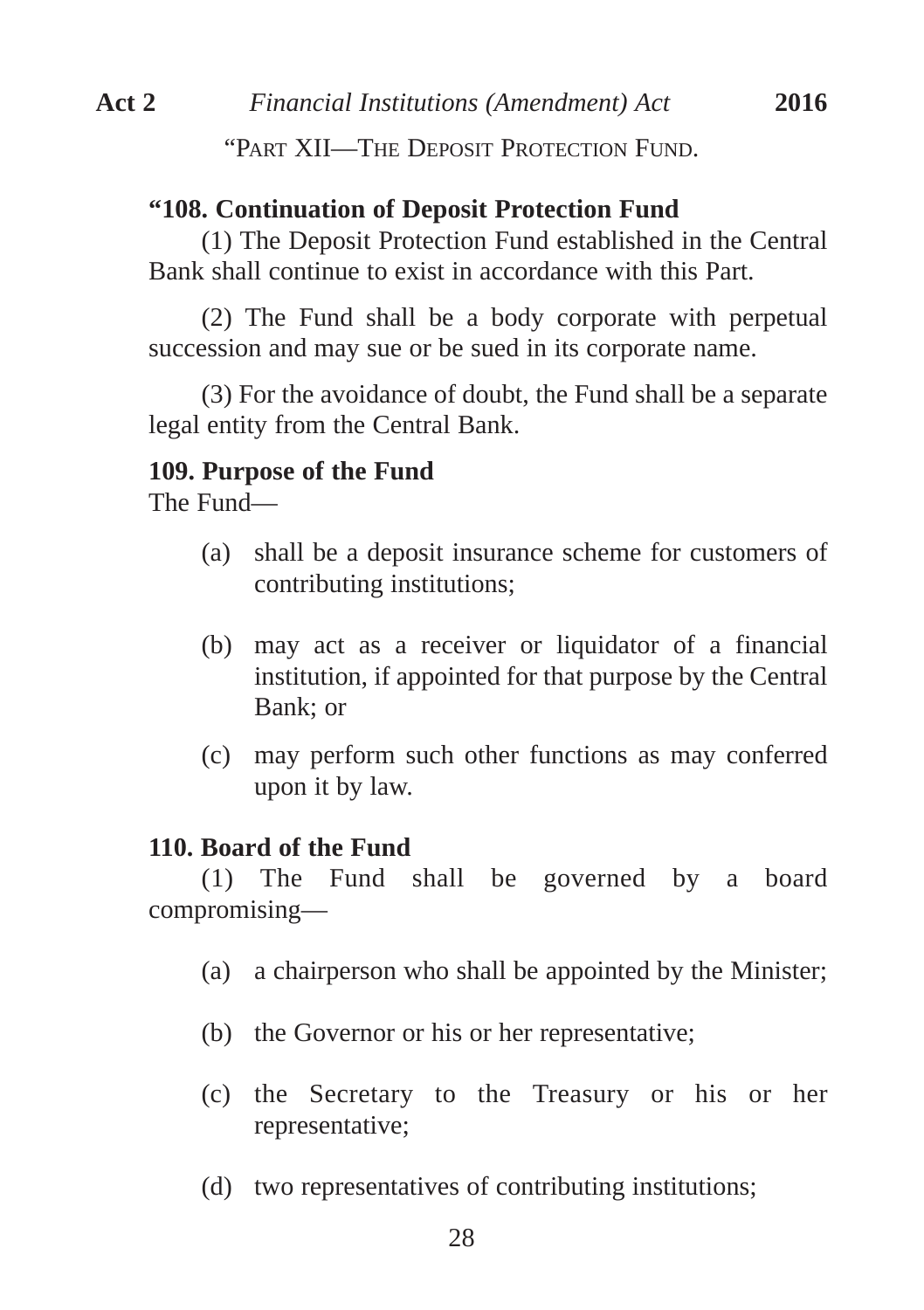"PART XII—THE DEPOSIT PROTECTION FUND.

**"108. Continuation of Deposit Protection Fund**

(1) The Deposit Protection Fund established in the Central Bank shall continue to exist in accordance with this Part.

(2) The Fund shall be a body corporate with perpetual succession and may sue or be sued in its corporate name.

(3) For the avoidance of doubt, the Fund shall be a separate legal entity from the Central Bank.

**109. Purpose of the Fund**

The Fund—

(a) shall be a deposit insurance scheme for customers of contributing institutions;

(b) may act as a receiver or liquidator of a financial institution, if appointed for that purpose by the Central Bank; or

(c) may perform such other functions as may conferred upon it by law.

**110. Board of the Fund**

(1) The Fund shall be governed by a board compromising—

(a) a chairperson who shall be appointed by the Minister;

(b) the Governor or his or her representative;

(c) the Secretary to the Treasury or his or her representative;

(d) two representatives of contributing institutions;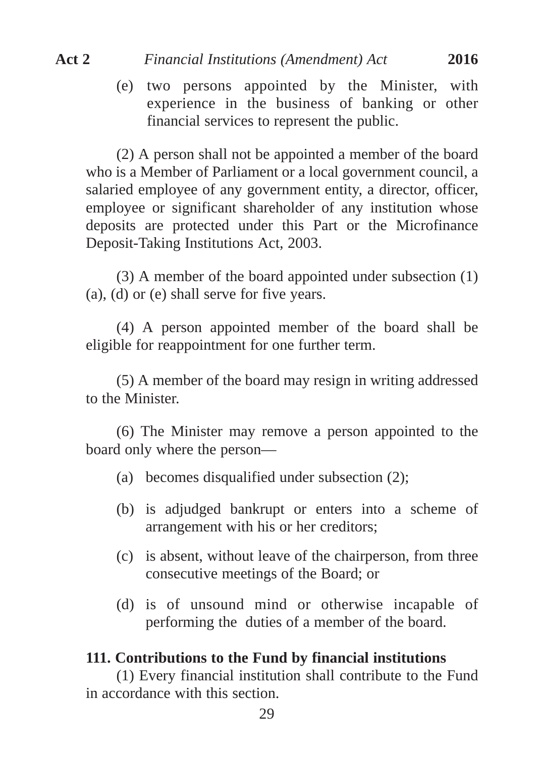(e) two persons appointed by the Minister, with experience in the business of banking or other financial services to represent the public.

(2) A person shall not be appointed a member of the board who is a Member of Parliament or a local government council, a salaried employee of any government entity, a director, officer, employee or significant shareholder of any institution whose deposits are protected under this Part or the Microfinance Deposit-Taking Institutions Act, 2003.

(3) A member of the board appointed under subsection (1) (a), (d) or (e) shall serve for five years.

(4) A person appointed member of the board shall be eligible for reappointment for one further term.

(5) A member of the board may resign in writing addressed to the Minister.

(6) The Minister may remove a person appointed to the board only where the person—

(a) becomes disqualified under subsection (2);

(b) is adjudged bankrupt or enters into a scheme of arrangement with his or her creditors;

(c) is absent, without leave of the chairperson, from three consecutive meetings of the Board; or

(d) is of unsound mind or otherwise incapable of performing the duties of a member of the board.

**111. Contributions to the Fund by financial institutions**

(1) Every financial institution shall contribute to the Fund in accordance with this section.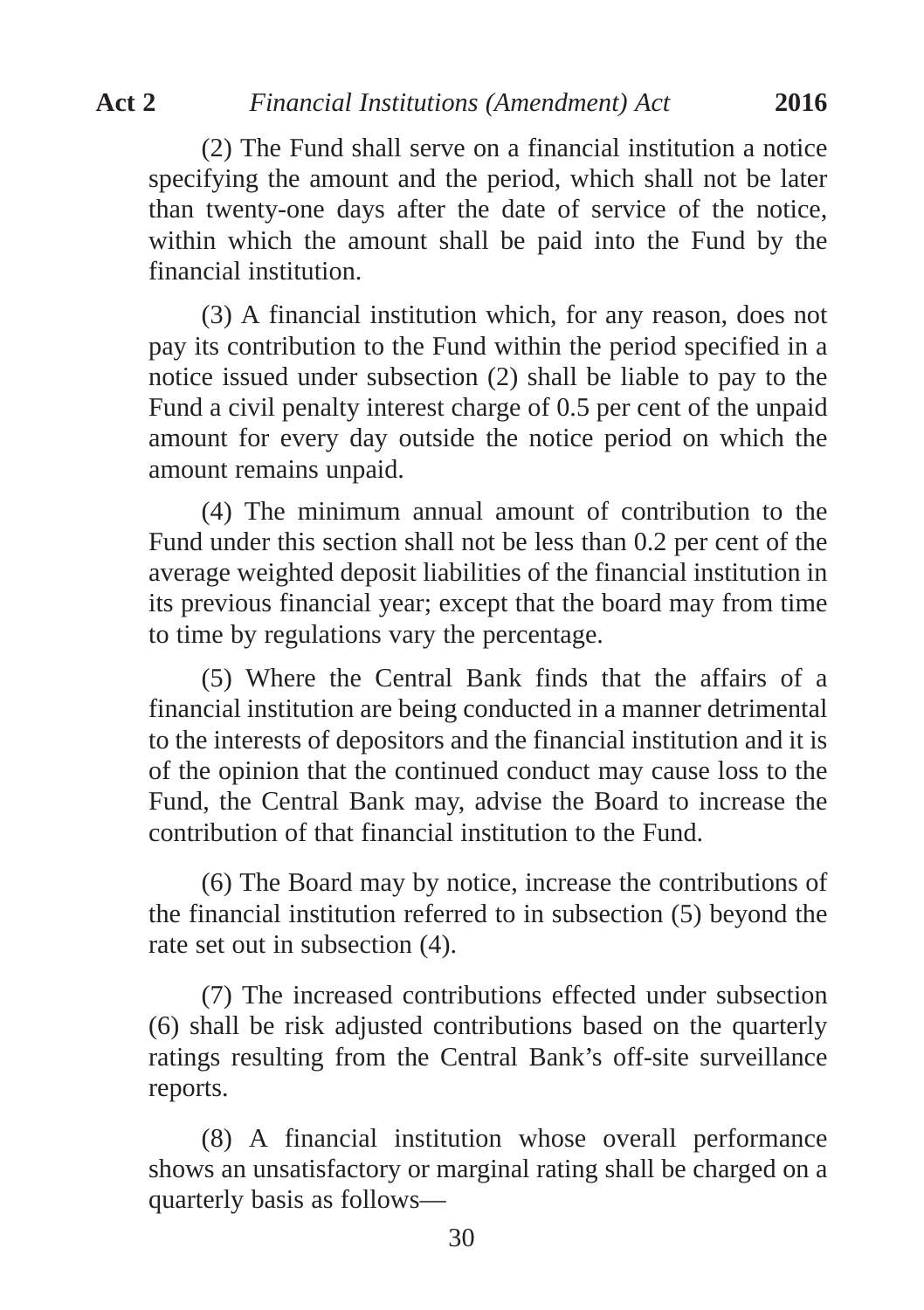(2) The Fund shall serve on a financial institution a notice specifying the amount and the period, which shall not be later than twenty-one days after the date of service of the notice, within which the amount shall be paid into the Fund by the financial institution.

(3) A financial institution which, for any reason, does not pay its contribution to the Fund within the period specified in a notice issued under subsection (2) shall be liable to pay to the Fund a civil penalty interest charge of 0.5 per cent of the unpaid amount for every day outside the notice period on which the amount remains unpaid.

(4) The minimum annual amount of contribution to the Fund under this section shall not be less than 0.2 per cent of the average weighted deposit liabilities of the financial institution in its previous financial year; except that the board may from time to time by regulations vary the percentage.

(5) Where the Central Bank finds that the affairs of a financial institution are being conducted in a manner detrimental to the interests of depositors and the financial institution and it is of the opinion that the continued conduct may cause loss to the Fund, the Central Bank may, advise the Board to increase the contribution of that financial institution to the Fund.

(6) The Board may by notice, increase the contributions of the financial institution referred to in subsection (5) beyond the rate set out in subsection (4).

(7) The increased contributions effected under subsection (6) shall be risk adjusted contributions based on the quarterly ratings resulting from the Central Bank's off-site surveillance reports.

(8) A financial institution whose overall performance shows an unsatisfactory or marginal rating shall be charged on a quarterly basis as follows—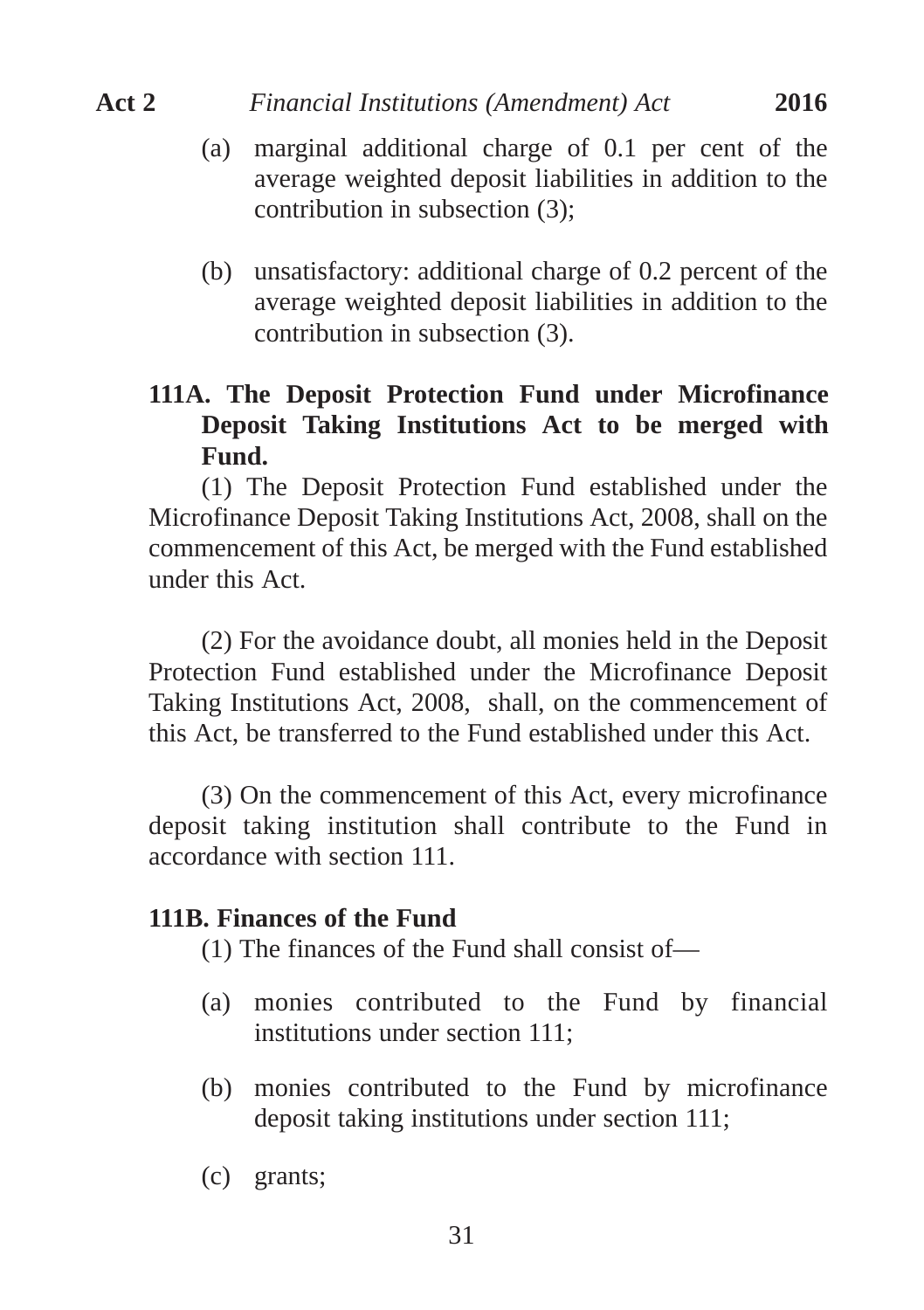(a) marginal additional charge of 0.1 per cent of the average weighted deposit liabilities in addition to the contribution in subsection (3);

(b) unsatisfactory: additional charge of 0.2 percent of the average weighted deposit liabilities in addition to the contribution in subsection (3).

**111A. The Deposit Protection Fund under Microfinance Deposit Taking Institutions Act to be merged with Fund.**

(1) The Deposit Protection Fund established under the Microfinance Deposit Taking Institutions Act, 2008, shall on the commencement of this Act, be merged with the Fund established under this Act.

(2) For the avoidance doubt, all monies held in the Deposit Protection Fund established under the Microfinance Deposit Taking Institutions Act, 2008, shall, on the commencement of this Act, be transferred to the Fund established under this Act.

(3) On the commencement of this Act, every microfinance deposit taking institution shall contribute to the Fund in accordance with section 111.

**111B. Finances of the Fund**

(1) The finances of the Fund shall consist of—

(a) monies contributed to the Fund by financial institutions under section 111;

(b) monies contributed to the Fund by microfinance deposit taking institutions under section 111;

(c) grants;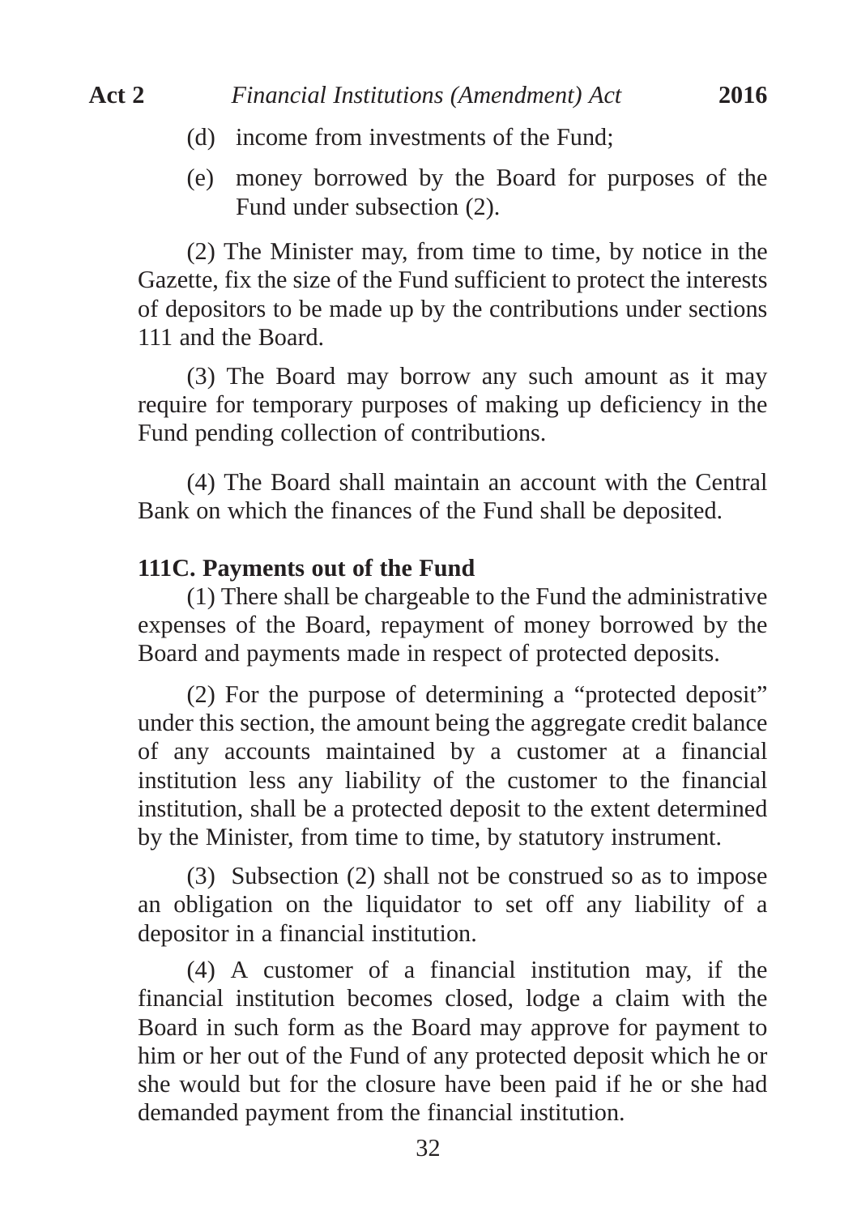(d) income from investments of the Fund;

(e) money borrowed by the Board for purposes of the Fund under subsection (2).

(2) The Minister may, from time to time, by notice in the Gazette, fix the size of the Fund sufficient to protect the interests of depositors to be made up by the contributions under sections 111 and the Board.

(3) The Board may borrow any such amount as it may require for temporary purposes of making up deficiency in the Fund pending collection of contributions.

(4) The Board shall maintain an account with the Central Bank on which the finances of the Fund shall be deposited.

**111C. Payments out of the Fund**

(1) There shall be chargeable to the Fund the administrative expenses of the Board, repayment of money borrowed by the Board and payments made in respect of protected deposits.

(2) For the purpose of determining a "protected deposit" under this section, the amount being the aggregate credit balance of any accounts maintained by a customer at a financial institution less any liability of the customer to the financial institution, shall be a protected deposit to the extent determined by the Minister, from time to time, by statutory instrument.

(3) Subsection (2) shall not be construed so as to impose an obligation on the liquidator to set off any liability of a depositor in a financial institution.

(4) A customer of a financial institution may, if the financial institution becomes closed, lodge a claim with the Board in such form as the Board may approve for payment to him or her out of the Fund of any protected deposit which he or she would but for the closure have been paid if he or she had demanded payment from the financial institution.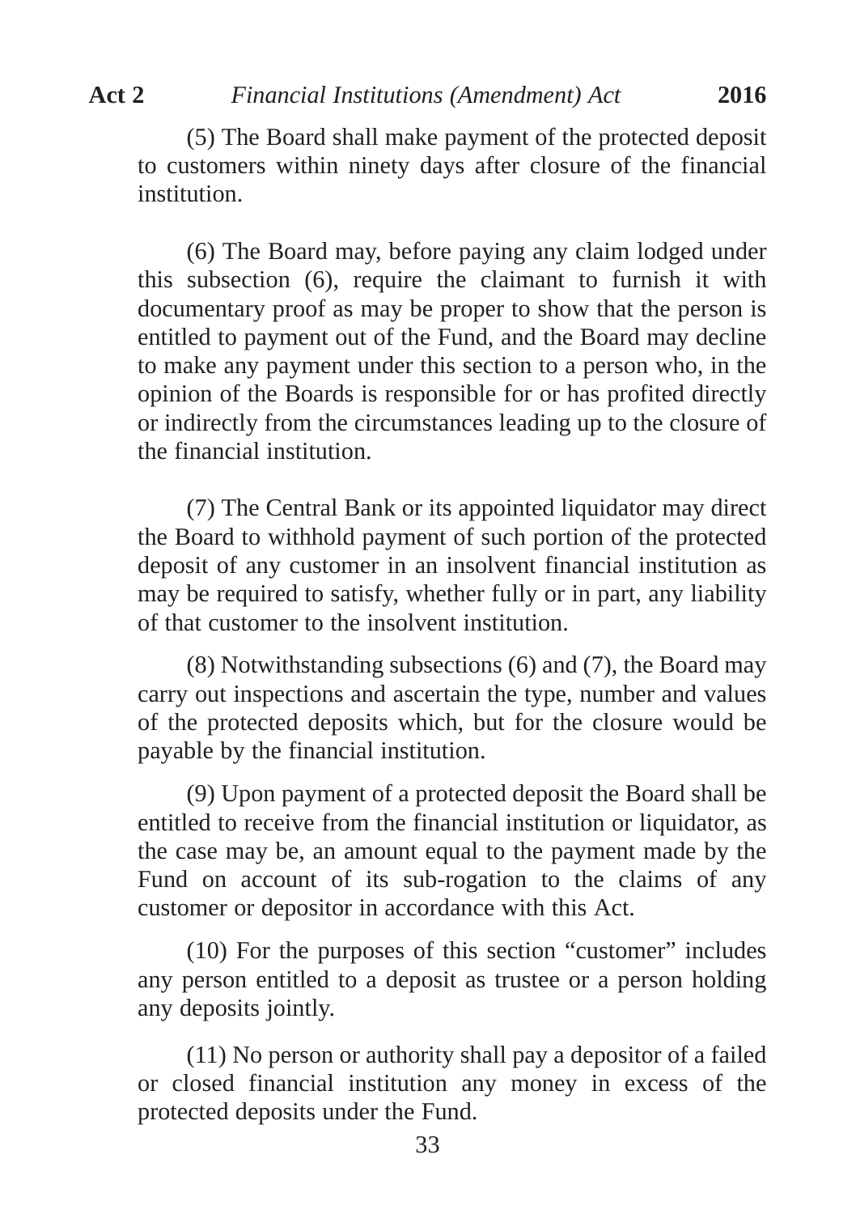(5) The Board shall make payment of the protected deposit to customers within ninety days after closure of the financial institution.

(6) The Board may, before paying any claim lodged under this subsection (6), require the claimant to furnish it with documentary proof as may be proper to show that the person is entitled to payment out of the Fund, and the Board may decline to make any payment under this section to a person who, in the opinion of the Boards is responsible for or has profited directly or indirectly from the circumstances leading up to the closure of the financial institution.

(7) The Central Bank or its appointed liquidator may direct the Board to withhold payment of such portion of the protected deposit of any customer in an insolvent financial institution as may be required to satisfy, whether fully or in part, any liability of that customer to the insolvent institution.

(8) Notwithstanding subsections (6) and (7), the Board may carry out inspections and ascertain the type, number and values of the protected deposits which, but for the closure would be payable by the financial institution.

(9) Upon payment of a protected deposit the Board shall be entitled to receive from the financial institution or liquidator, as the case may be, an amount equal to the payment made by the Fund on account of its sub-rogation to the claims of any customer or depositor in accordance with this Act.

(10) For the purposes of this section "customer" includes any person entitled to a deposit as trustee or a person holding any deposits jointly.

(11) No person or authority shall pay a depositor of a failed or closed financial institution any money in excess of the protected deposits under the Fund.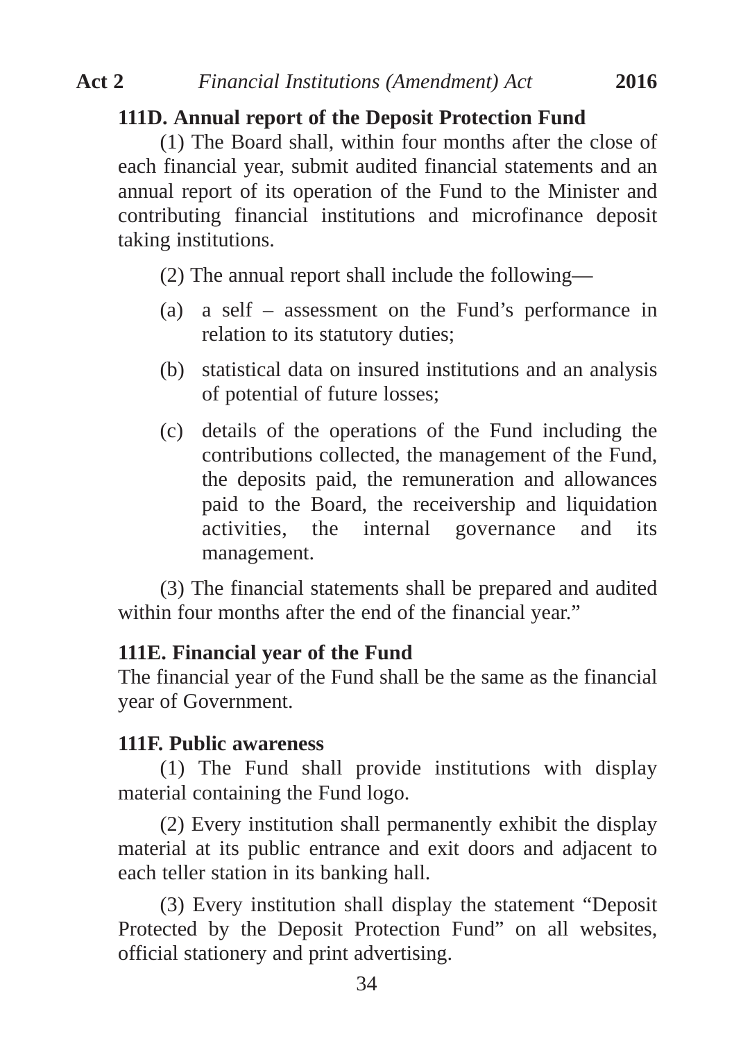**111D. Annual report of the Deposit Protection Fund**

(1) The Board shall, within four months after the close of each financial year, submit audited financial statements and an annual report of its operation of the Fund to the Minister and contributing financial institutions and microfinance deposit taking institutions.

(2) The annual report shall include the following—

(a) a self – assessment on the Fund's performance in relation to its statutory duties;

(b) statistical data on insured institutions and an analysis of potential of future losses;

(c) details of the operations of the Fund including the contributions collected, the management of the Fund, the deposits paid, the remuneration and allowances paid to the Board, the receivership and liquidation activities, the internal governance and its management.

(3) The financial statements shall be prepared and audited within four months after the end of the financial year."

**111E. Financial year of the Fund**

The financial year of the Fund shall be the same as the financial year of Government.

**111F. Public awareness**

(1) The Fund shall provide institutions with display material containing the Fund logo.

(2) Every institution shall permanently exhibit the display material at its public entrance and exit doors and adjacent to each teller station in its banking hall.

(3) Every institution shall display the statement "Deposit Protected by the Deposit Protection Fund" on all websites, official stationery and print advertising.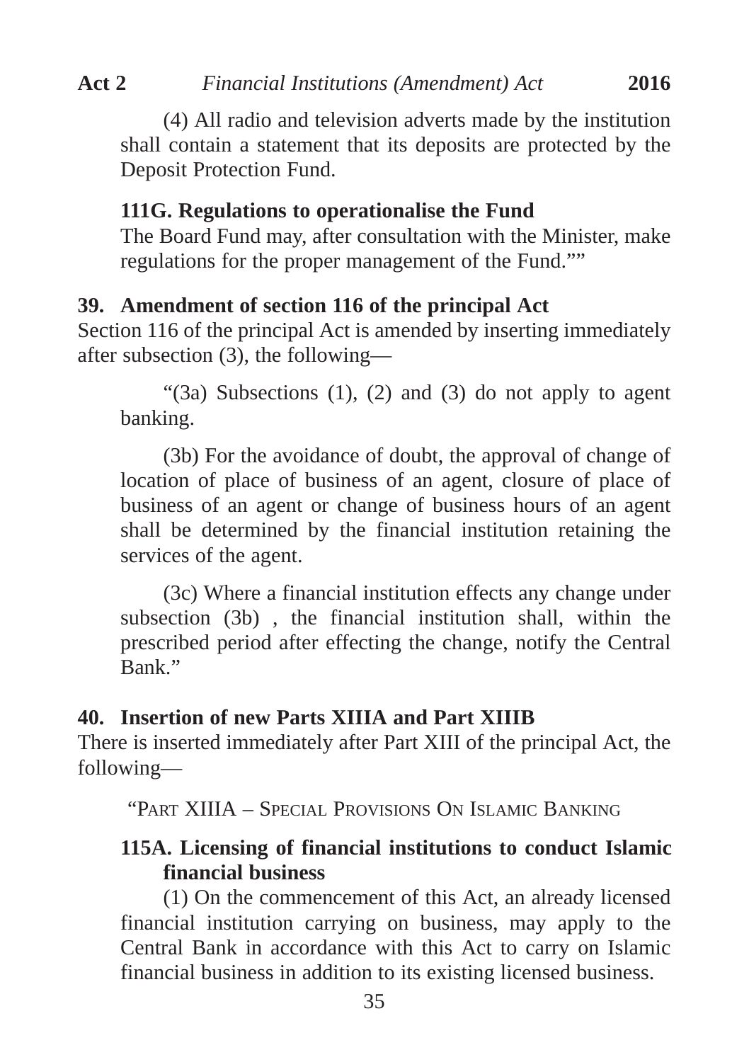(4) All radio and television adverts made by the institution shall contain a statement that its deposits are protected by the Deposit Protection Fund.

**111G. Regulations to operationalise the Fund**

The Board Fund may, after consultation with the Minister, make regulations for the proper management of the Fund.""

**39. Amendment of section 116 of the principal Act**

Section 116 of the principal Act is amended by inserting immediately after subsection (3), the following—

"(3a) Subsections (1), (2) and (3) do not apply to agent banking.

(3b) For the avoidance of doubt, the approval of change of location of place of business of an agent, closure of place of business of an agent or change of business hours of an agent shall be determined by the financial institution retaining the services of the agent.

(3c) Where a financial institution effects any change under subsection (3b) , the financial institution shall, within the prescribed period after effecting the change, notify the Central Bank."

**40. Insertion of new Parts XIIIA and Part XIIIB**

There is inserted immediately after Part XIII of the principal Act, the following—

"PART XIIIA – SPECIAL PROVISIONS ON ISLAMIC BANKING

**115A. Licensing of financial institutions to conduct Islamic financial business**

(1) On the commencement of this Act, an already licensed financial institution carrying on business, may apply to the Central Bank in accordance with this Act to carry on Islamic financial business in addition to its existing licensed business.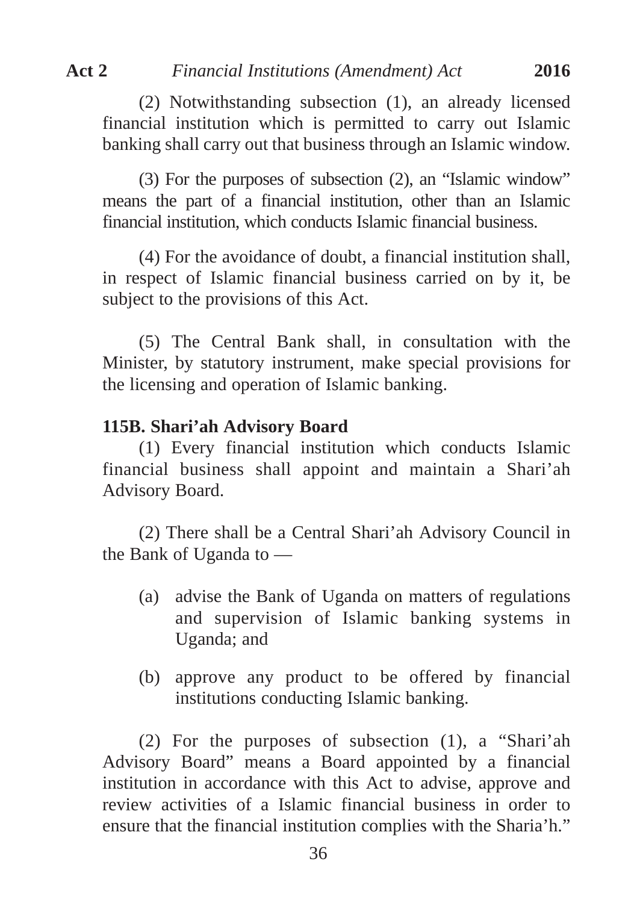(2) Notwithstanding subsection (1), an already licensed financial institution which is permitted to carry out Islamic banking shall carry out that business through an Islamic window.

(3) For the purposes of subsection (2), an “Islamic window” means the part of a financial institution, other than an Islamic financial institution, which conducts Islamic financial business.

(4) For the avoidance of doubt, a financial institution shall, in respect of Islamic financial business carried on by it, be subject to the provisions of this Act.

(5) The Central Bank shall, in consultation with the Minister, by statutory instrument, make special provisions for the licensing and operation of Islamic banking.

**115B. Shari’ah Advisory Board**

(1) Every financial institution which conducts Islamic financial business shall appoint and maintain a Shari’ah Advisory Board.

(2) There shall be a Central Shari’ah Advisory Council in the Bank of Uganda to —

(a) advise the Bank of Uganda on matters of regulations and supervision of Islamic banking systems in Uganda; and

(b) approve any product to be offered by financial institutions conducting Islamic banking.

(2) For the purposes of subsection (1), a “Shari’ah Advisory Board” means a Board appointed by a financial institution in accordance with this Act to advise, approve and review activities of a Islamic financial business in order to ensure that the financial institution complies with the Sharia’h.”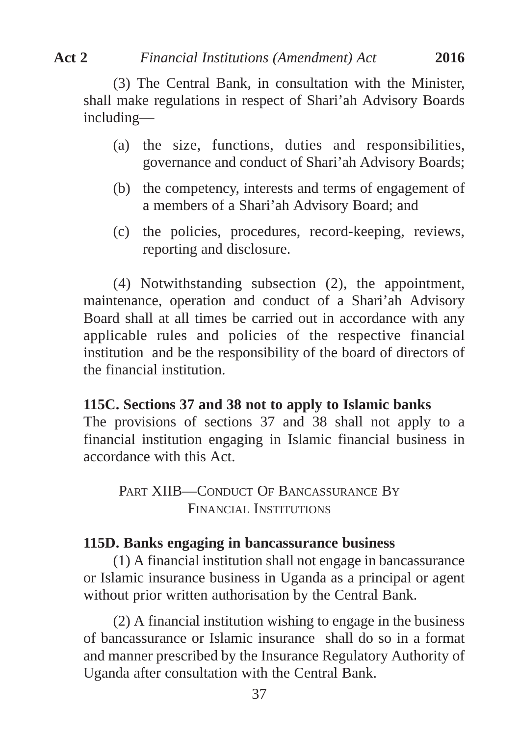(3) The Central Bank, in consultation with the Minister, shall make regulations in respect of Shari'ah Advisory Boards including—

(a) the size, functions, duties and responsibilities, governance and conduct of Shari'ah Advisory Boards;

(b) the competency, interests and terms of engagement of a members of a Shari'ah Advisory Board; and

(c) the policies, procedures, record-keeping, reviews, reporting and disclosure.

(4) Notwithstanding subsection (2), the appointment, maintenance, operation and conduct of a Shari'ah Advisory Board shall at all times be carried out in accordance with any applicable rules and policies of the respective financial institution and be the responsibility of the board of directors of the financial institution.

**115C. Sections 37 and 38 not to apply to Islamic banks**

The provisions of sections 37 and 38 shall not apply to a financial institution engaging in Islamic financial business in accordance with this Act.

## PART XIIB—CONDUCT OF BANCASSURANCE BY FINANCIAL INSTITUTIONS

**115D. Banks engaging in bancassurance business**

(1) A financial institution shall not engage in bancassurance or Islamic insurance business in Uganda as a principal or agent without prior written authorisation by the Central Bank.

(2) A financial institution wishing to engage in the business of bancassurance or Islamic insurance shall do so in a format and manner prescribed by the Insurance Regulatory Authority of Uganda after consultation with the Central Bank.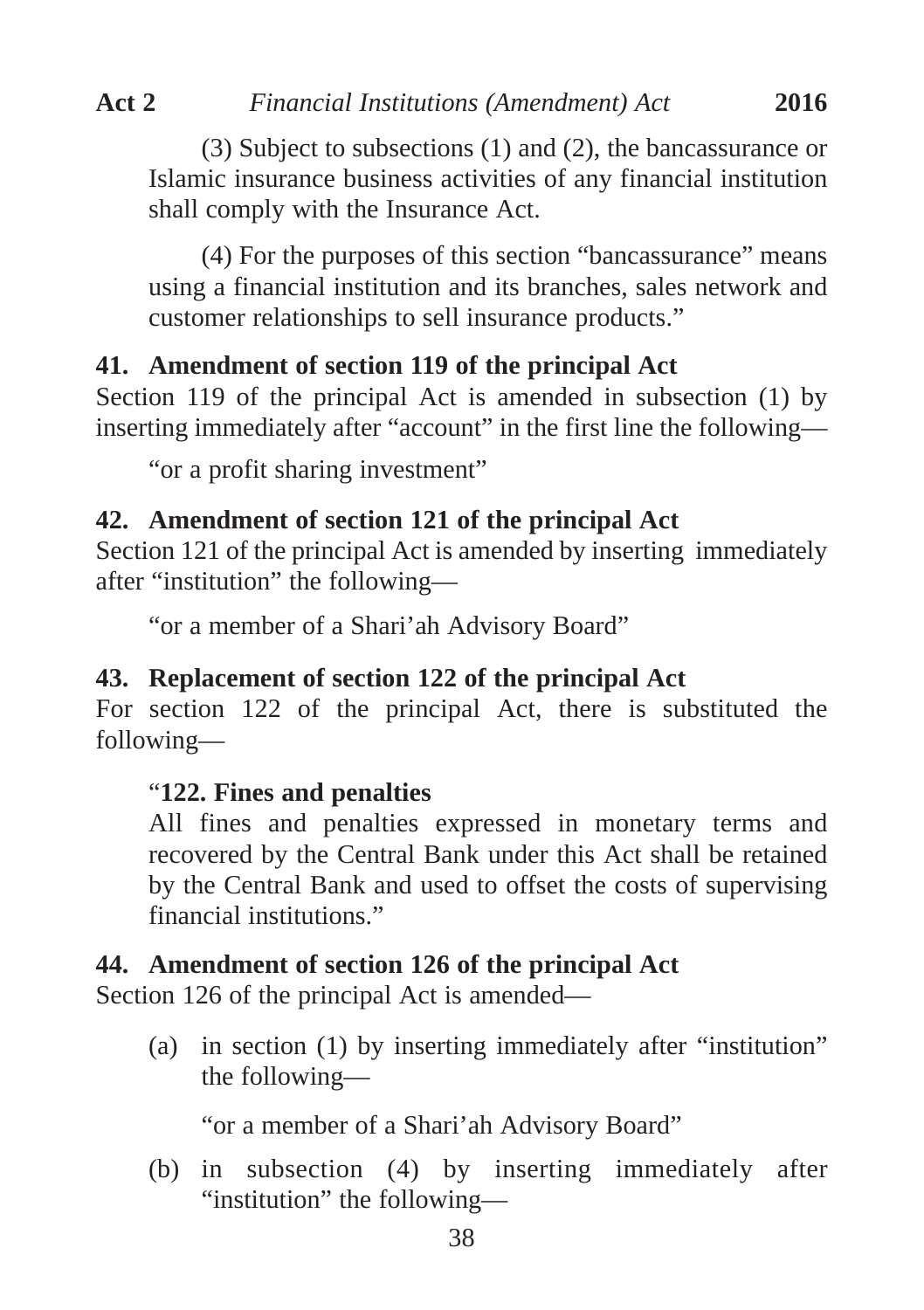(3) Subject to subsections (1) and (2), the bancassurance or Islamic insurance business activities of any financial institution shall comply with the Insurance Act.

(4) For the purposes of this section "bancassurance" means using a financial institution and its branches, sales network and customer relationships to sell insurance products."

**41. Amendment of section 119 of the principal Act**

Section 119 of the principal Act is amended in subsection (1) by inserting immediately after "account" in the first line the following—

"or a profit sharing investment"

**42. Amendment of section 121 of the principal Act**

Section 121 of the principal Act is amended by inserting immediately after "institution" the following—

"or a member of a Shari'ah Advisory Board"

**43. Replacement of section 122 of the principal Act**

For section 122 of the principal Act, there is substituted the following—

"**122. Fines and penalties**

All fines and penalties expressed in monetary terms and recovered by the Central Bank under this Act shall be retained by the Central Bank and used to offset the costs of supervising financial institutions."

**44. Amendment of section 126 of the principal Act**

Section 126 of the principal Act is amended—

(a) in section (1) by inserting immediately after "institution" the following—

"or a member of a Shari'ah Advisory Board"

(b) in subsection (4) by inserting immediately after "institution" the following—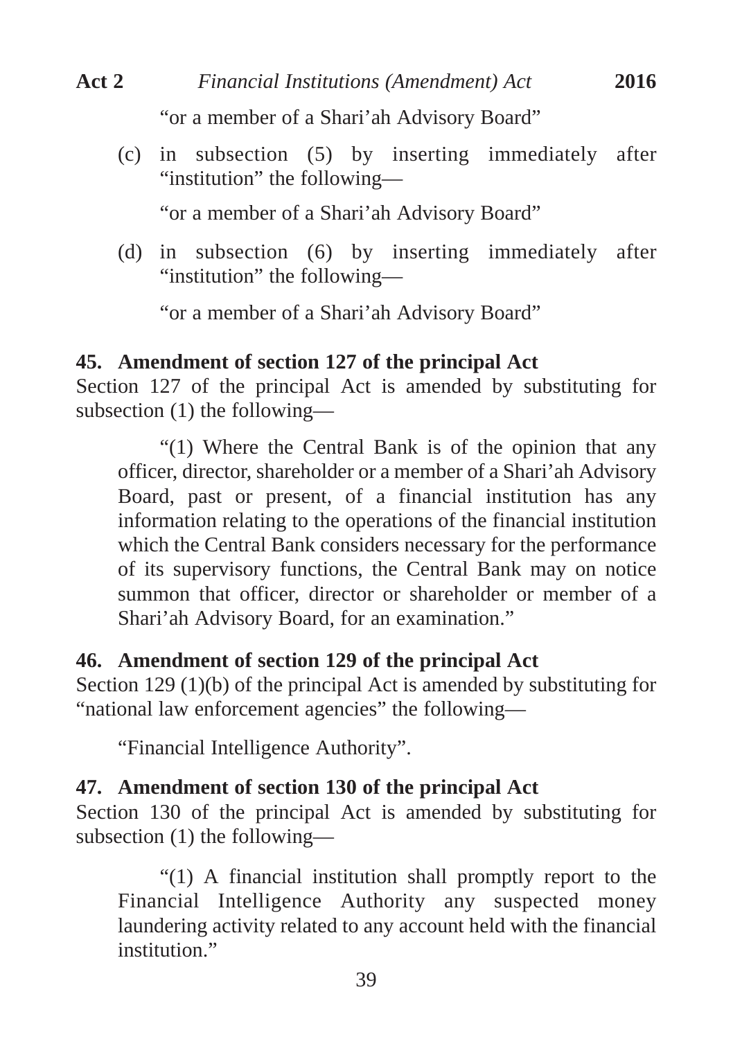"or a member of a Shari'ah Advisory Board"

(c) in subsection (5) by inserting immediately after "institution" the following—

"or a member of a Shari'ah Advisory Board"

(d) in subsection (6) by inserting immediately after "institution" the following—

"or a member of a Shari'ah Advisory Board"

**45. Amendment of section 127 of the principal Act**

Section 127 of the principal Act is amended by substituting for subsection (1) the following—

> "(1) Where the Central Bank is of the opinion that any officer, director, shareholder or a member of a Shari'ah Advisory Board, past or present, of a financial institution has any information relating to the operations of the financial institution which the Central Bank considers necessary for the performance of its supervisory functions, the Central Bank may on notice summon that officer, director or shareholder or member of a Shari'ah Advisory Board, for an examination."

**46. Amendment of section 129 of the principal Act**

Section 129 (1)(b) of the principal Act is amended by substituting for "national law enforcement agencies" the following—

"Financial Intelligence Authority".

**47. Amendment of section 130 of the principal Act**

Section 130 of the principal Act is amended by substituting for subsection (1) the following—

> "(1) A financial institution shall promptly report to the Financial Intelligence Authority any suspected money laundering activity related to any account held with the financial institution."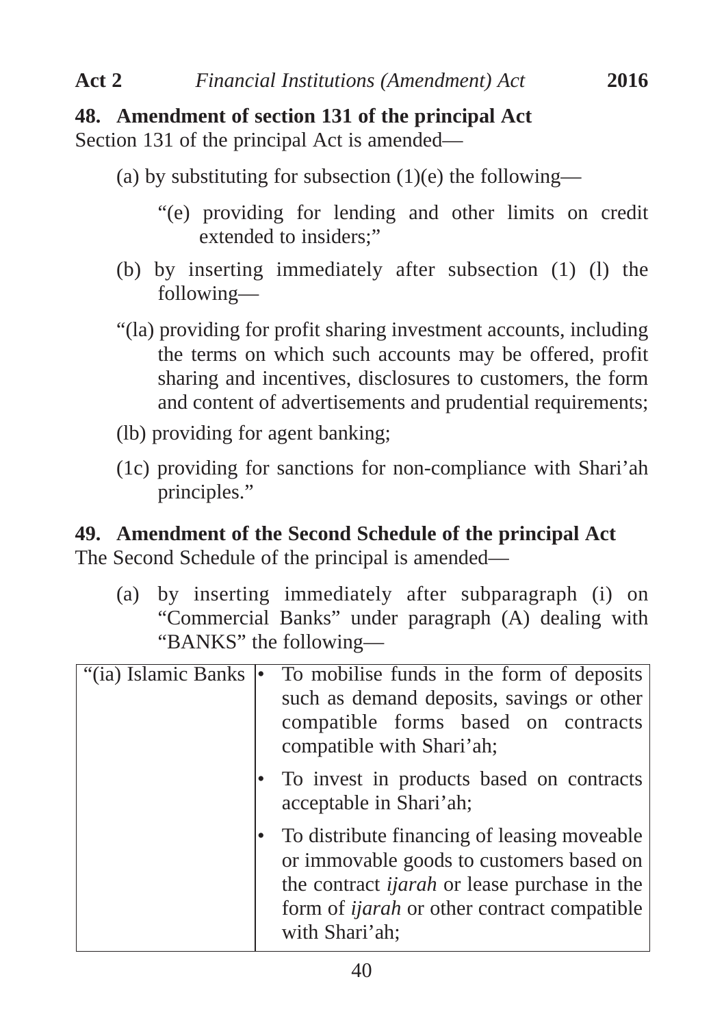**48. Amendment of section 131 of the principal Act**

Section 131 of the principal Act is amended—

(a) by substituting for subsection (1)(e) the following—

"(e) providing for lending and other limits on credit extended to insiders;"

(b) by inserting immediately after subsection (1) (l) the following—

"(la) providing for profit sharing investment accounts, including the terms on which such accounts may be offered, profit sharing and incentives, disclosures to customers, the form and content of advertisements and prudential requirements;

(lb) providing for agent banking;

(1c) providing for sanctions for non-compliance with Shari'ah principles."

**49. Amendment of the Second Schedule of the principal Act**

The Second Schedule of the principal is amended—

(a) by inserting immediately after subparagraph (i) on "Commercial Banks" under paragraph (A) dealing with "BANKS" the following—

| "(ia) Islamic Banks | • To mobilise funds in the form of deposits such as demand deposits, savings or other compatible forms based on contracts compatible with Shari'ah; |
|---|---|
| | • To invest in products based on contracts acceptable in Shari'ah; |
| | • To distribute financing of leasing moveable or immovable goods to customers based on the contract *ijarah* or lease purchase in the form of *ijarah* or other contract compatible with Shari'ah; |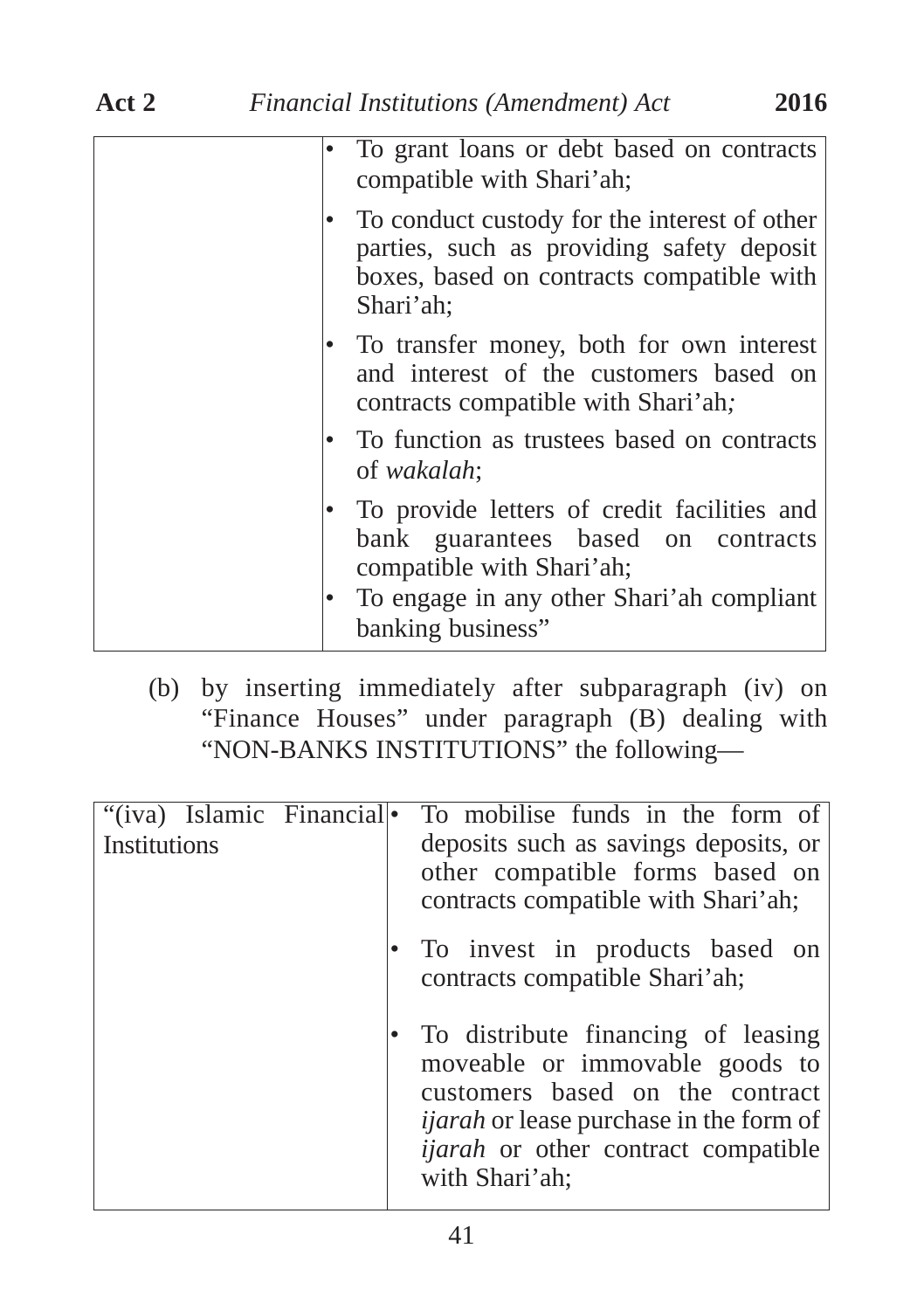| | |
|---|---|
| | • To grant loans or debt based on contracts compatible with Shari'ah;<br>• To conduct custody for the interest of other parties, such as providing safety deposit boxes, based on contracts compatible with Shari'ah;<br>• To transfer money, both for own interest and interest of the customers based on contracts compatible with Shari'ah;<br>• To function as trustees based on contracts of *wakalah*;<br>• To provide letters of credit facilities and bank guarantees based on contracts compatible with Shari'ah;<br>• To engage in any other Shari'ah compliant banking business" |

(b) by inserting immediately after subparagraph (iv) on "Finance Houses" under paragraph (B) dealing with "NON-BANKS INSTITUTIONS" the following—

| | |
|---|---|
| "(iva) Islamic Financial Institutions | • To mobilise funds in the form of deposits such as savings deposits, or other compatible forms based on contracts compatible with Shari'ah;<br>• To invest in products based on contracts compatible Shari'ah;<br>• To distribute financing of leasing moveable or immovable goods to customers based on the contract *ijarah* or lease purchase in the form of *ijarah* or other contract compatible with Shari'ah; |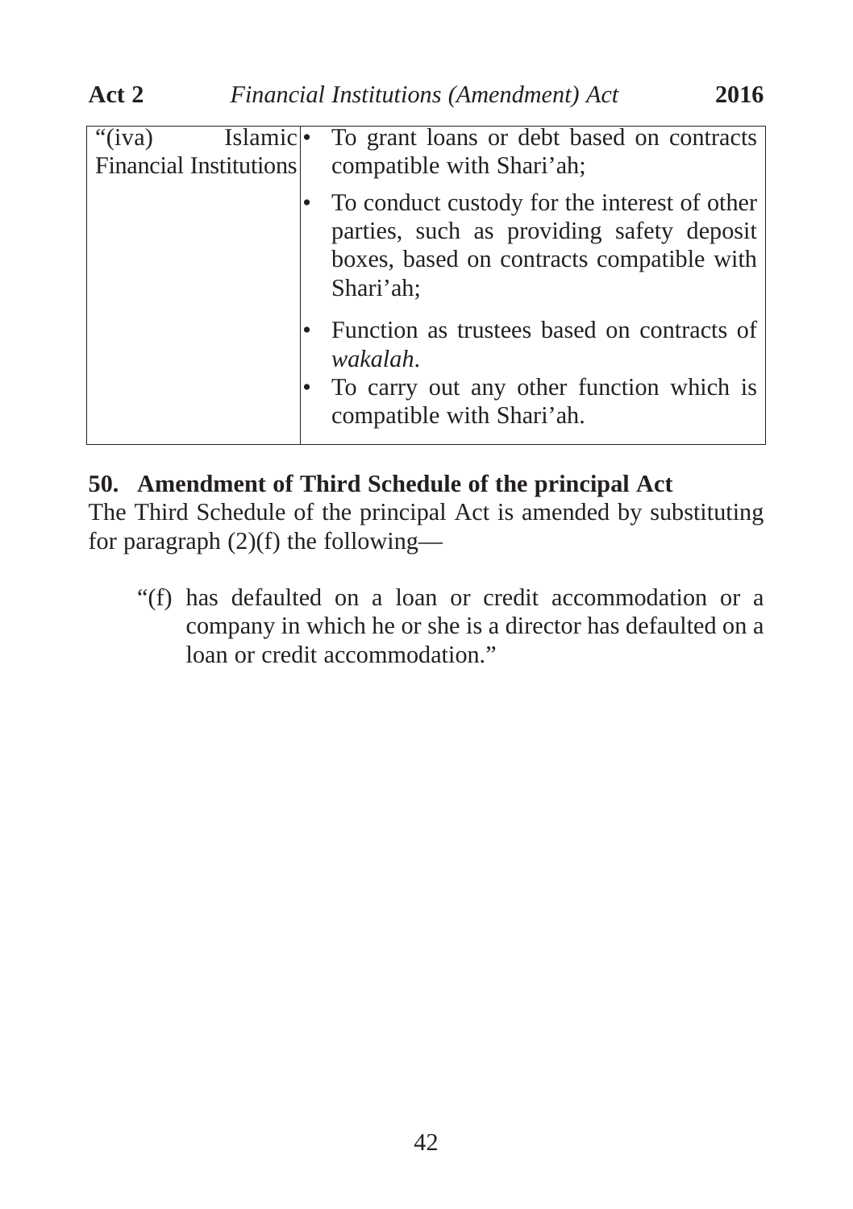| “(iva) Islamic Financial Institutions | • To grant loans or debt based on contracts compatible with Shari’ah; • To conduct custody for the interest of other parties, such as providing safety deposit boxes, based on contracts compatible with Shari’ah; • Function as trustees based on contracts of *wakalah*. • To carry out any other function which is compatible with Shari’ah. |
|---|---|

**50. Amendment of Third Schedule of the principal Act**

The Third Schedule of the principal Act is amended by substituting for paragraph (2)(f) the following—

> “(f) has defaulted on a loan or credit accommodation or a company in which he or she is a director has defaulted on a loan or credit accommodation.”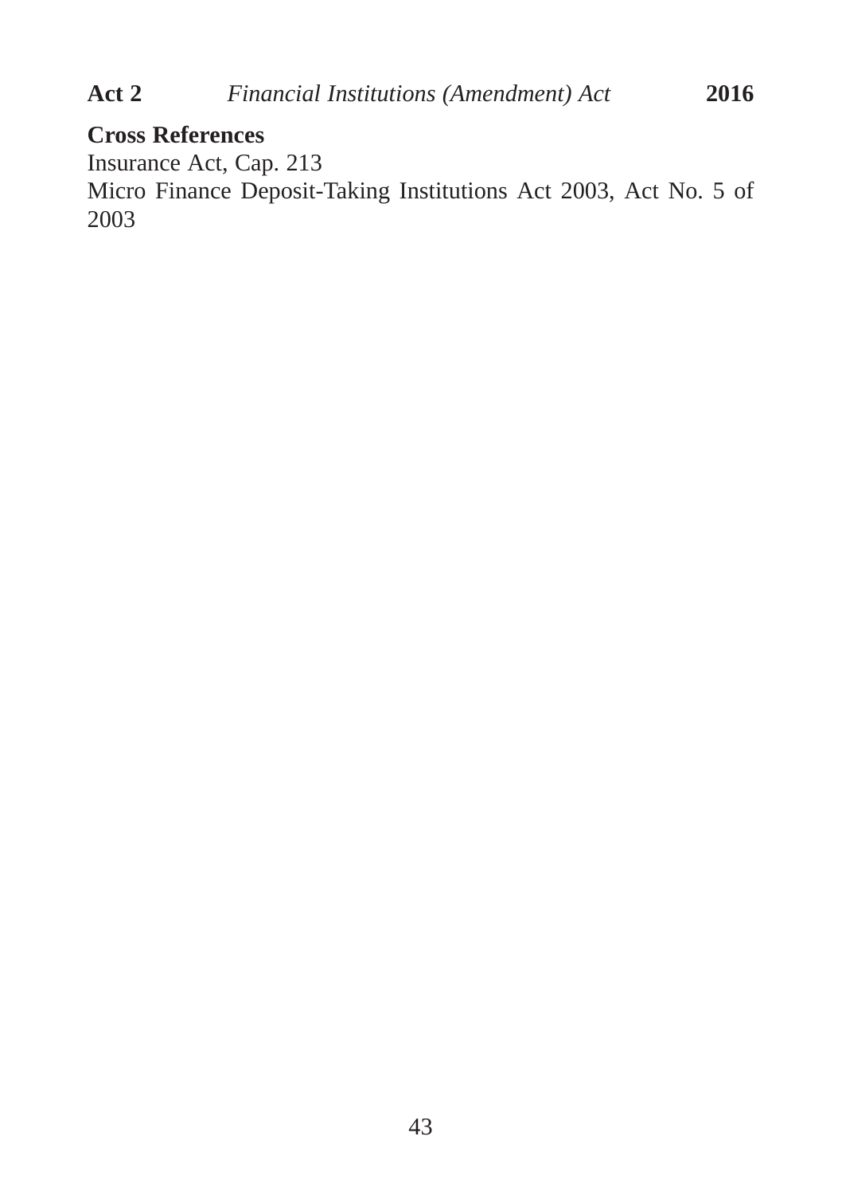**Cross References**

Insurance Act, Cap. 213

Micro Finance Deposit-Taking Institutions Act 2003, Act No. 5 of 2003